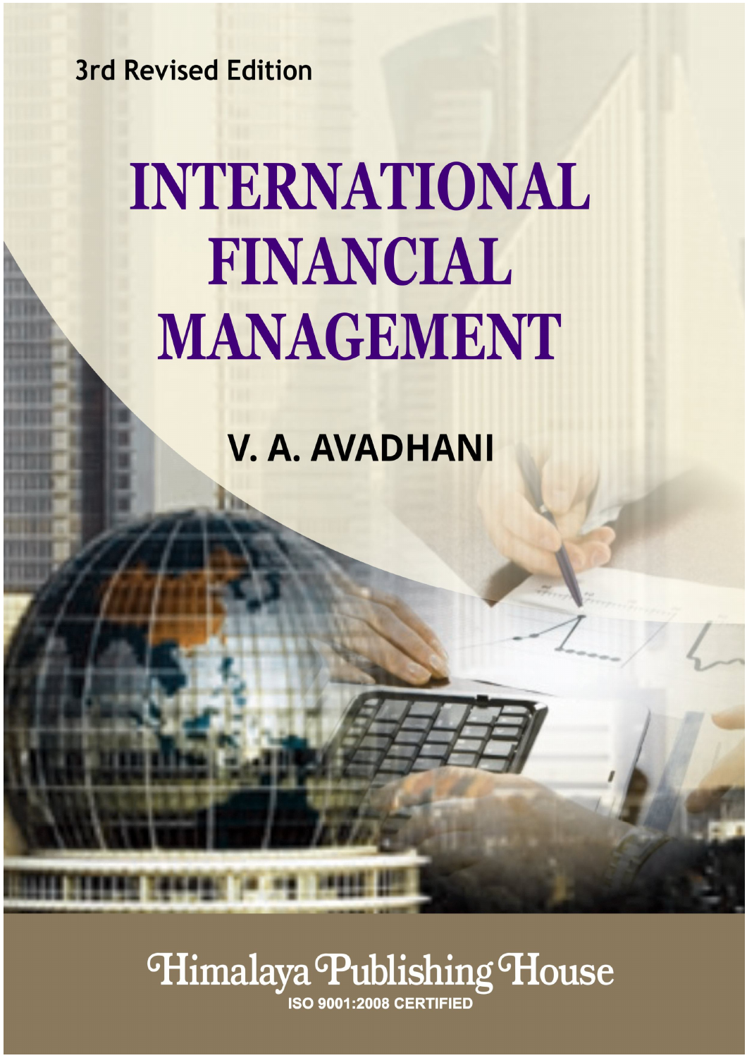3rd Revised Edition

# INTERNATIONAL FINANCIAL MANAGEMENT

**V. A. AVADHANI**

Himalaya Publishing House

ISO 9001:2008 CERTIFIED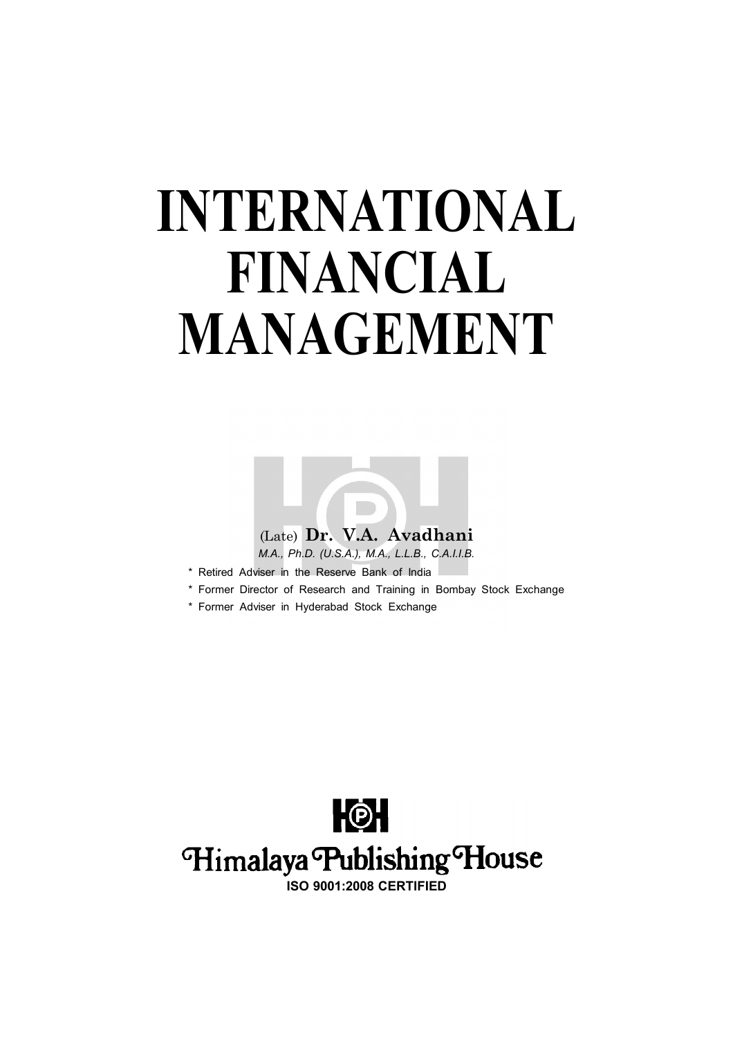# INTERNATIONAL FINANCIAL MANAGEMENT

(Late) **Dr. V.A. Avadhani**

*M.A., Ph.D. (U.S.A.), M.A., L.L.B., C.A.I.I.B.*

* Retired Adviser in the Reserve Bank of India
* Former Director of Research and Training in Bombay Stock Exchange
* Former Adviser in Hyderabad Stock Exchange

Himalaya Publishing House

**ISO 9001:2008 CERTIFIED**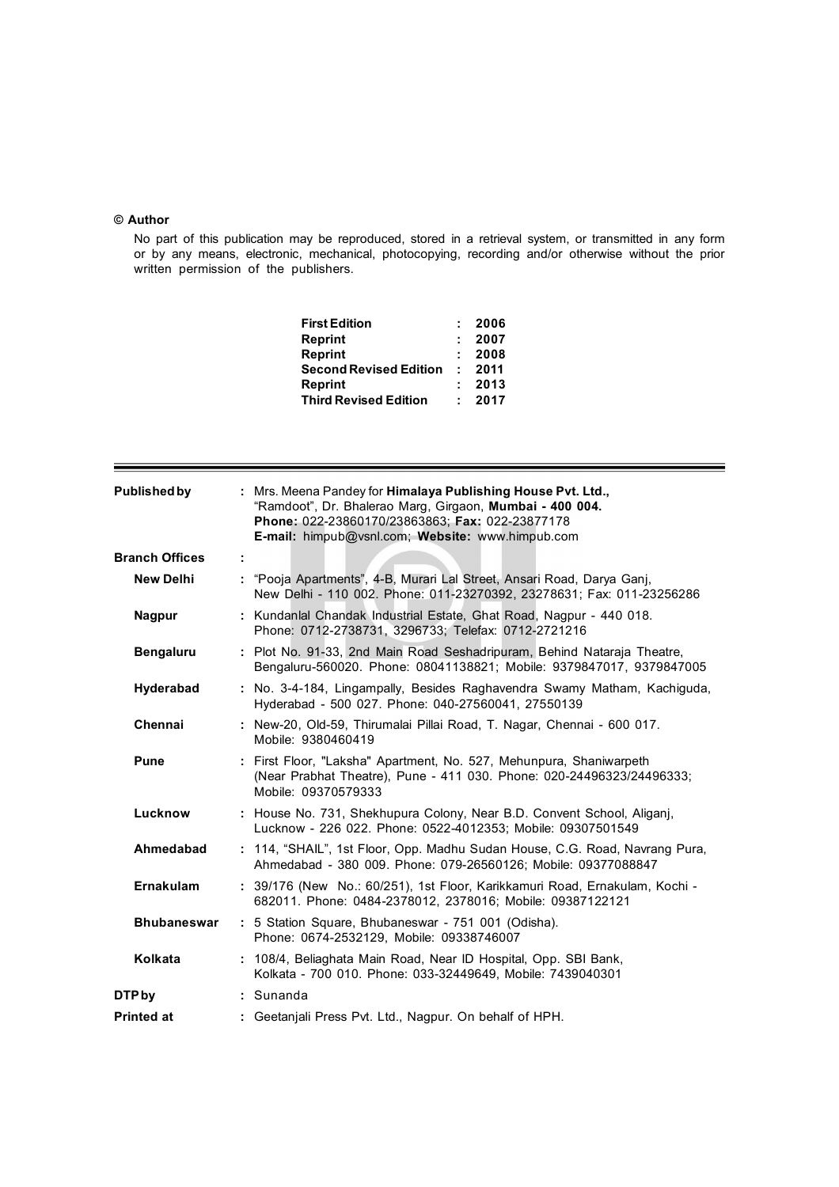**© Author**

No part of this publication may be reproduced, stored in a retrieval system, or transmitted in any form or by any means, electronic, mechanical, photocopying, recording and/or otherwise without the prior written permission of the publishers.

| | | |
|---|---|---|
| **First Edition** | : | **2006** |
| **Reprint** | : | **2007** |
| **Reprint** | : | **2008** |
| **Second Revised Edition** | : | **2011** |
| **Reprint** | : | **2013** |
| **Third Revised Edition** | : | **2017** |

---

| | | |
|---|---|---|
| **Published by** | : | Mrs. Meena Pandey for **Himalaya Publishing House Pvt. Ltd.,** "Ramdoot", Dr. Bhalerao Marg, Girgaon, **Mumbai - 400 004.** **Phone:** 022-23860170/23863863; **Fax:** 022-23877178 **E-mail:** himpub@vsnl.com; **Website:** www.himpub.com |
| **Branch Offices** | : | |
| **New Delhi** | : | "Pooja Apartments", 4-B, Murari Lal Street, Ansari Road, Darya Ganj, New Delhi - 110 002. Phone: 011-23270392, 23278631; Fax: 011-23256286 |
| **Nagpur** | : | Kundanlal Chandak Industrial Estate, Ghat Road, Nagpur - 440 018. Phone: 0712-2738731, 3296733; Telefax: 0712-2721216 |
| **Bengaluru** | : | Plot No. 91-33, 2nd Main Road Seshadripuram, Behind Nataraja Theatre, Bengaluru-560020. Phone: 08041138821; Mobile: 9379847017, 9379847005 |
| **Hyderabad** | : | No. 3-4-184, Lingampally, Besides Raghavendra Swamy Matham, Kachiguda, Hyderabad - 500 027. Phone: 040-27560041, 27550139 |
| **Chennai** | : | New-20, Old-59, Thirumalai Pillai Road, T. Nagar, Chennai - 600 017. Mobile: 9380460419 |
| **Pune** | : | First Floor, "Laksha" Apartment, No. 527, Mehunpura, Shaniwarpeth (Near Prabhat Theatre), Pune - 411 030. Phone: 020-24496323/24496333; Mobile: 09370579333 |
| **Lucknow** | : | House No. 731, Shekhupura Colony, Near B.D. Convent School, Aliganj, Lucknow - 226 022. Phone: 0522-4012353; Mobile: 09307501549 |
| **Ahmedabad** | : | 114, "SHAIL", 1st Floor, Opp. Madhu Sudan House, C.G. Road, Navrang Pura, Ahmedabad - 380 009. Phone: 079-26560126; Mobile: 09377088847 |
| **Ernakulam** | : | 39/176 (New No.: 60/251), 1st Floor, Karikkamuri Road, Ernakulam, Kochi - 682011. Phone: 0484-2378012, 2378016; Mobile: 09387122121 |
| **Bhubaneswar** | : | 5 Station Square, Bhubaneswar - 751 001 (Odisha). Phone: 0674-2532129, Mobile: 09338746007 |
| **Kolkata** | : | 108/4, Beliaghata Main Road, Near ID Hospital, Opp. SBI Bank, Kolkata - 700 010. Phone: 033-32449649, Mobile: 7439040301 |
| **DTP by** | : | Sunanda |
| **Printed at** | : | Geetanjali Press Pvt. Ltd., Nagpur. On behalf of HPH. |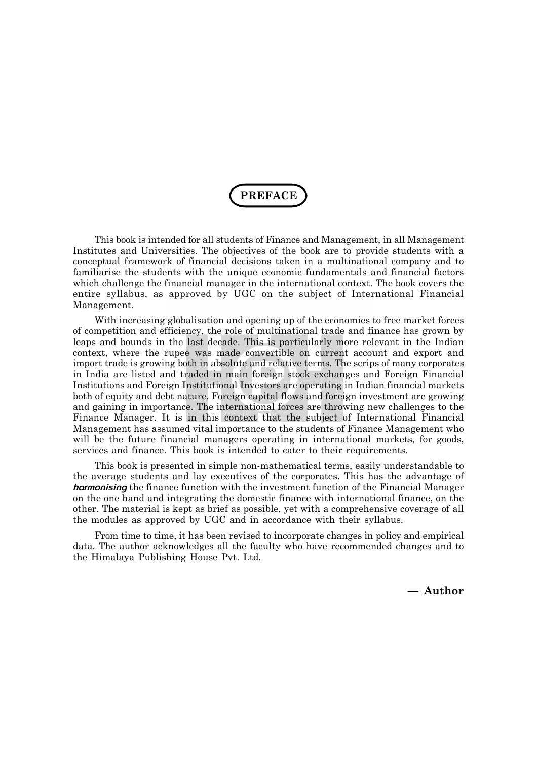# PREFACE

This book is intended for all students of Finance and Management, in all Management Institutes and Universities. The objectives of the book are to provide students with a conceptual framework of financial decisions taken in a multinational company and to familiarise the students with the unique economic fundamentals and financial factors which challenge the financial manager in the international context. The book covers the entire syllabus, as approved by UGC on the subject of International Financial Management.

With increasing globalisation and opening up of the economies to free market forces of competition and efficiency, the role of multinational trade and finance has grown by leaps and bounds in the last decade. This is particularly more relevant in the Indian context, where the rupee was made convertible on current account and export and import trade is growing both in absolute and relative terms. The scrips of many corporates in India are listed and traded in main foreign stock exchanges and Foreign Financial Institutions and Foreign Institutional Investors are operating in Indian financial markets both of equity and debt nature. Foreign capital flows and foreign investment are growing and gaining in importance. The international forces are throwing new challenges to the Finance Manager. It is in this context that the subject of International Financial Management has assumed vital importance to the students of Finance Management who will be the future financial managers operating in international markets, for goods, services and finance. This book is intended to cater to their requirements.

This book is presented in simple non-mathematical terms, easily understandable to the average students and lay executives of the corporates. This has the advantage of ***harmonising*** the finance function with the investment function of the Financial Manager on the one hand and integrating the domestic finance with international finance, on the other. The material is kept as brief as possible, yet with a comprehensive coverage of all the modules as approved by UGC and in accordance with their syllabus.

From time to time, it has been revised to incorporate changes in policy and empirical data. The author acknowledges all the faculty who have recommended changes and to the Himalaya Publishing House Pvt. Ltd.

**— Author**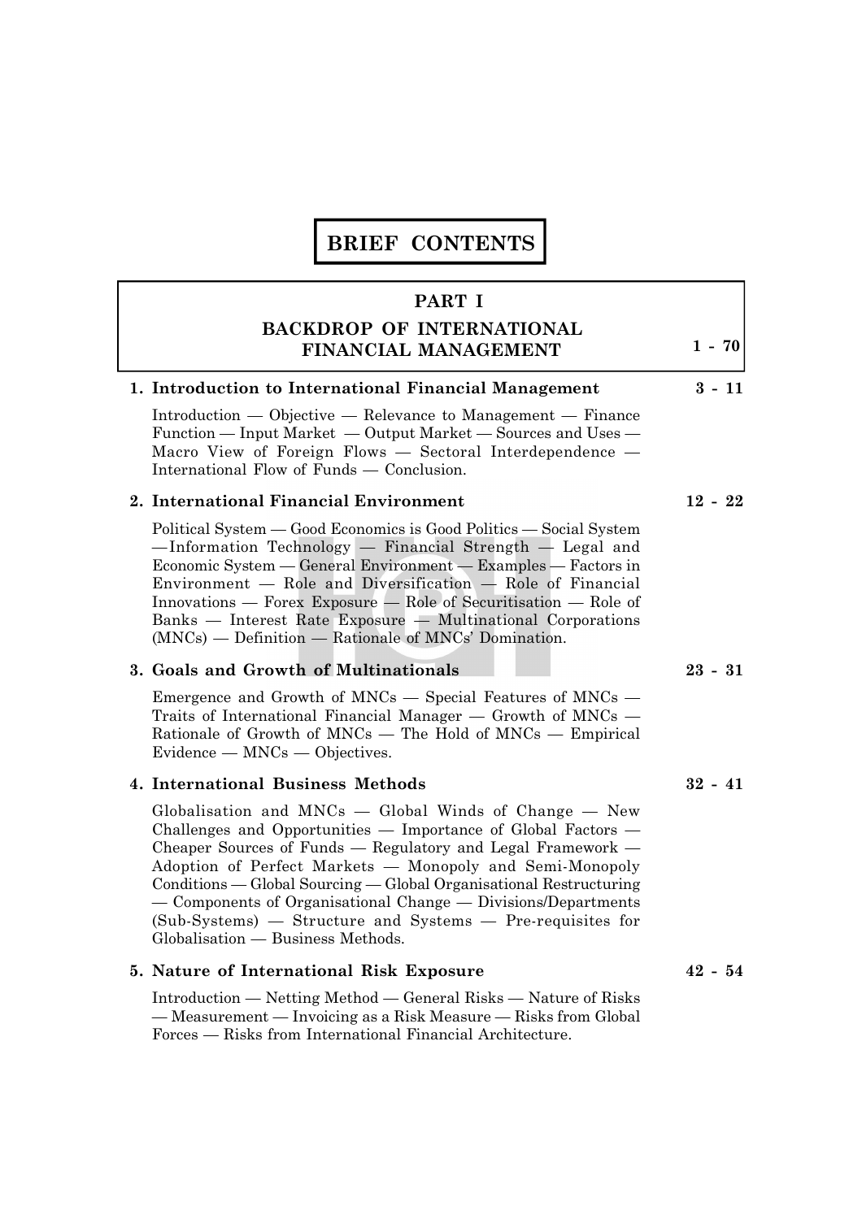# BRIEF CONTENTS

## PART I
## BACKDROP OF INTERNATIONAL FINANCIAL MANAGEMENT — 1 - 70

**1. Introduction to International Financial Management** — **3 - 11**

Introduction — Objective — Relevance to Management — Finance Function — Input Market — Output Market — Sources and Uses — Macro View of Foreign Flows — Sectoral Interdependence — International Flow of Funds — Conclusion.

**2. International Financial Environment** — **12 - 22**

Political System — Good Economics is Good Politics — Social System — Information Technology — Financial Strength — Legal and Economic System — General Environment — Examples — Factors in Environment — Role and Diversification — Role of Financial Innovations — Forex Exposure — Role of Securitisation — Role of Banks — Interest Rate Exposure — Multinational Corporations (MNCs) — Definition — Rationale of MNCs' Domination.

**3. Goals and Growth of Multinationals** — **23 - 31**

Emergence and Growth of MNCs — Special Features of MNCs — Traits of International Financial Manager — Growth of MNCs — Rationale of Growth of MNCs — The Hold of MNCs — Empirical Evidence — MNCs — Objectives.

**4. International Business Methods** — **32 - 41**

Globalisation and MNCs — Global Winds of Change — New Challenges and Opportunities — Importance of Global Factors — Cheaper Sources of Funds — Regulatory and Legal Framework — Adoption of Perfect Markets — Monopoly and Semi-Monopoly Conditions — Global Sourcing — Global Organisational Restructuring — Components of Organisational Change — Divisions/Departments (Sub-Systems) — Structure and Systems — Pre-requisites for Globalisation — Business Methods.

**5. Nature of International Risk Exposure** — **42 - 54**

Introduction — Netting Method — General Risks — Nature of Risks — Measurement — Invoicing as a Risk Measure — Risks from Global Forces — Risks from International Financial Architecture.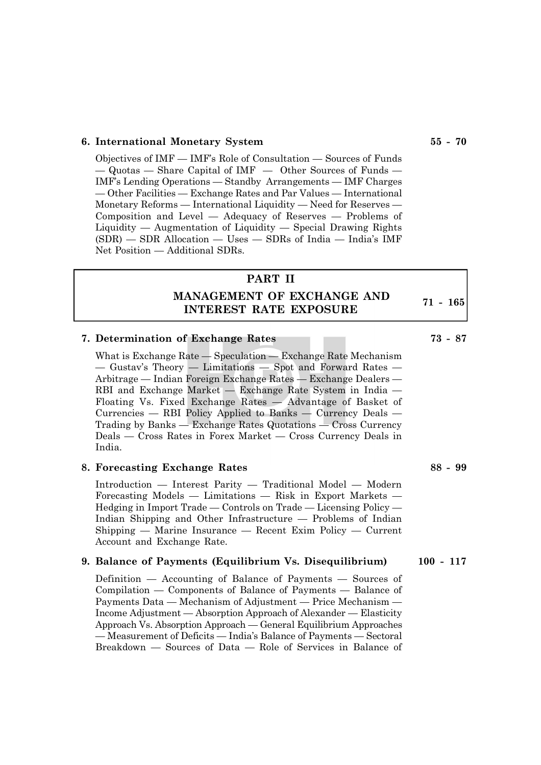**6. International Monetary System** **55 - 70**

Objectives of IMF — IMF's Role of Consultation — Sources of Funds — Quotas — Share Capital of IMF — Other Sources of Funds — IMF's Lending Operations — Standby Arrangements — IMF Charges — Other Facilities — Exchange Rates and Par Values — International Monetary Reforms — International Liquidity — Need for Reserves — Composition and Level — Adequacy of Reserves — Problems of Liquidity — Augmentation of Liquidity — Special Drawing Rights (SDR) — SDR Allocation — Uses — SDRs of India — India's IMF Net Position — Additional SDRs.

## PART II

## MANAGEMENT OF EXCHANGE AND INTEREST RATE EXPOSURE **71 - 165**

**7. Determination of Exchange Rates** **73 - 87**

What is Exchange Rate — Speculation — Exchange Rate Mechanism — Gustav's Theory — Limitations — Spot and Forward Rates — Arbitrage — Indian Foreign Exchange Rates — Exchange Dealers — RBI and Exchange Market — Exchange Rate System in India — Floating Vs. Fixed Exchange Rates — Advantage of Basket of Currencies — RBI Policy Applied to Banks — Currency Deals — Trading by Banks — Exchange Rates Quotations — Cross Currency Deals — Cross Rates in Forex Market — Cross Currency Deals in India.

**8. Forecasting Exchange Rates** **88 - 99**

Introduction — Interest Parity — Traditional Model — Modern Forecasting Models — Limitations — Risk in Export Markets — Hedging in Import Trade — Controls on Trade — Licensing Policy — Indian Shipping and Other Infrastructure — Problems of Indian Shipping — Marine Insurance — Recent Exim Policy — Current Account and Exchange Rate.

**9. Balance of Payments (Equilibrium Vs. Disequilibrium)** **100 - 117**

Definition — Accounting of Balance of Payments — Sources of Compilation — Components of Balance of Payments — Balance of Payments Data — Mechanism of Adjustment — Price Mechanism — Income Adjustment — Absorption Approach of Alexander — Elasticity Approach Vs. Absorption Approach — General Equilibrium Approaches — Measurement of Deficits — India's Balance of Payments — Sectoral Breakdown — Sources of Data — Role of Services in Balance of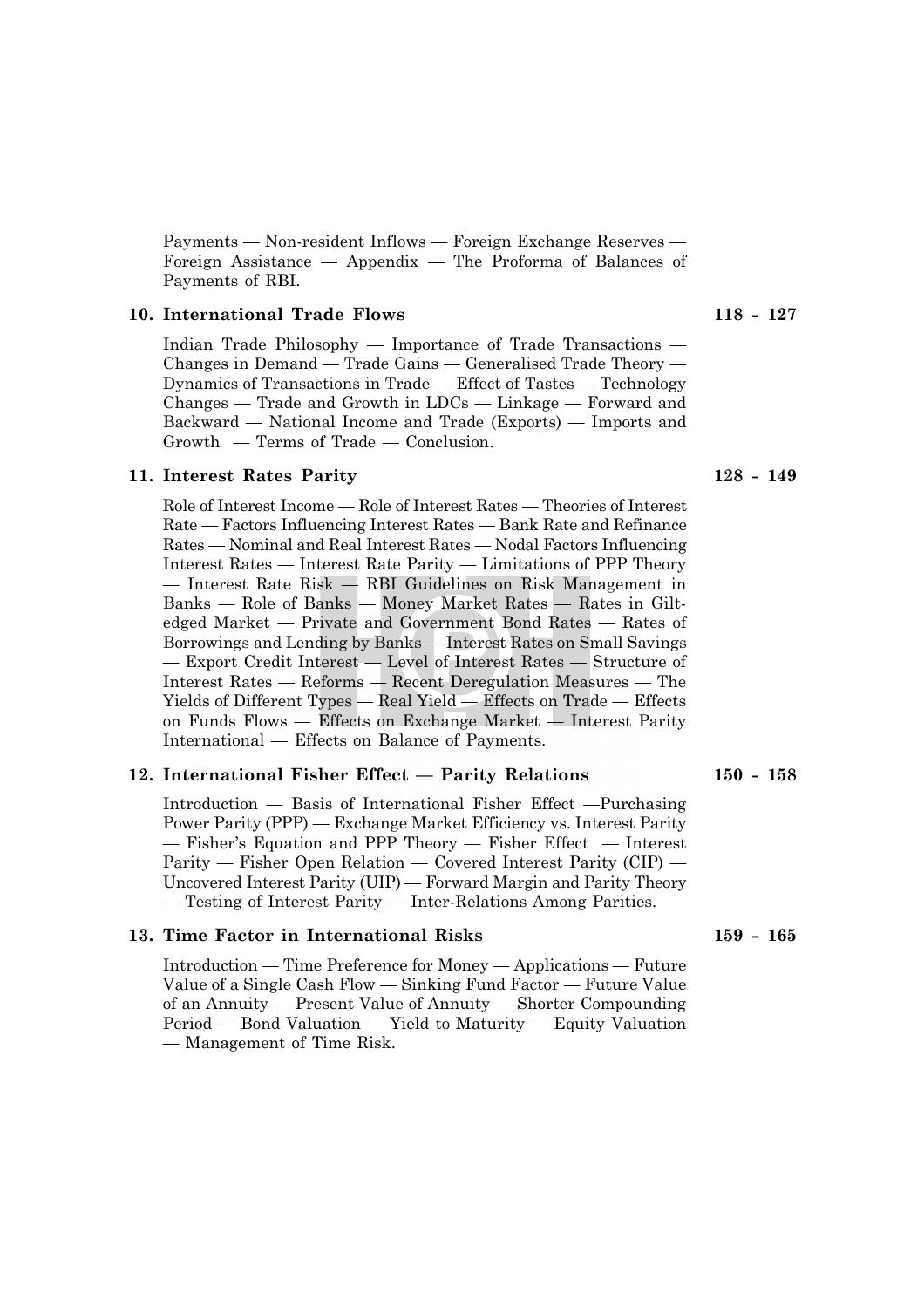Payments — Non-resident Inflows — Foreign Exchange Reserves — Foreign Assistance — Appendix — The Proforma of Balances of Payments of RBI.

**10. International Trade Flows** **118 - 127**

Indian Trade Philosophy — Importance of Trade Transactions — Changes in Demand — Trade Gains — Generalised Trade Theory — Dynamics of Transactions in Trade — Effect of Tastes — Technology Changes — Trade and Growth in LDCs — Linkage — Forward and Backward — National Income and Trade (Exports) — Imports and Growth — Terms of Trade — Conclusion.

**11. Interest Rates Parity** **128 - 149**

Role of Interest Income — Role of Interest Rates — Theories of Interest Rate — Factors Influencing Interest Rates — Bank Rate and Refinance Rates — Nominal and Real Interest Rates — Nodal Factors Influencing Interest Rates — Interest Rate Parity — Limitations of PPP Theory — Interest Rate Risk — RBI Guidelines on Risk Management in Banks — Role of Banks — Money Market Rates — Rates in Gilt-edged Market — Private and Government Bond Rates — Rates of Borrowings and Lending by Banks — Interest Rates on Small Savings — Export Credit Interest — Level of Interest Rates — Structure of Interest Rates — Reforms — Recent Deregulation Measures — The Yields of Different Types — Real Yield — Effects on Trade — Effects on Funds Flows — Effects on Exchange Market — Interest Parity International — Effects on Balance of Payments.

**12. International Fisher Effect — Parity Relations** **150 - 158**

Introduction — Basis of International Fisher Effect —Purchasing Power Parity (PPP) — Exchange Market Efficiency vs. Interest Parity — Fisher's Equation and PPP Theory — Fisher Effect — Interest Parity — Fisher Open Relation — Covered Interest Parity (CIP) — Uncovered Interest Parity (UIP) — Forward Margin and Parity Theory — Testing of Interest Parity — Inter-Relations Among Parities.

**13. Time Factor in International Risks** **159 - 165**

Introduction — Time Preference for Money — Applications — Future Value of a Single Cash Flow — Sinking Fund Factor — Future Value of an Annuity — Present Value of Annuity — Shorter Compounding Period — Bond Valuation — Yield to Maturity — Equity Valuation — Management of Time Risk.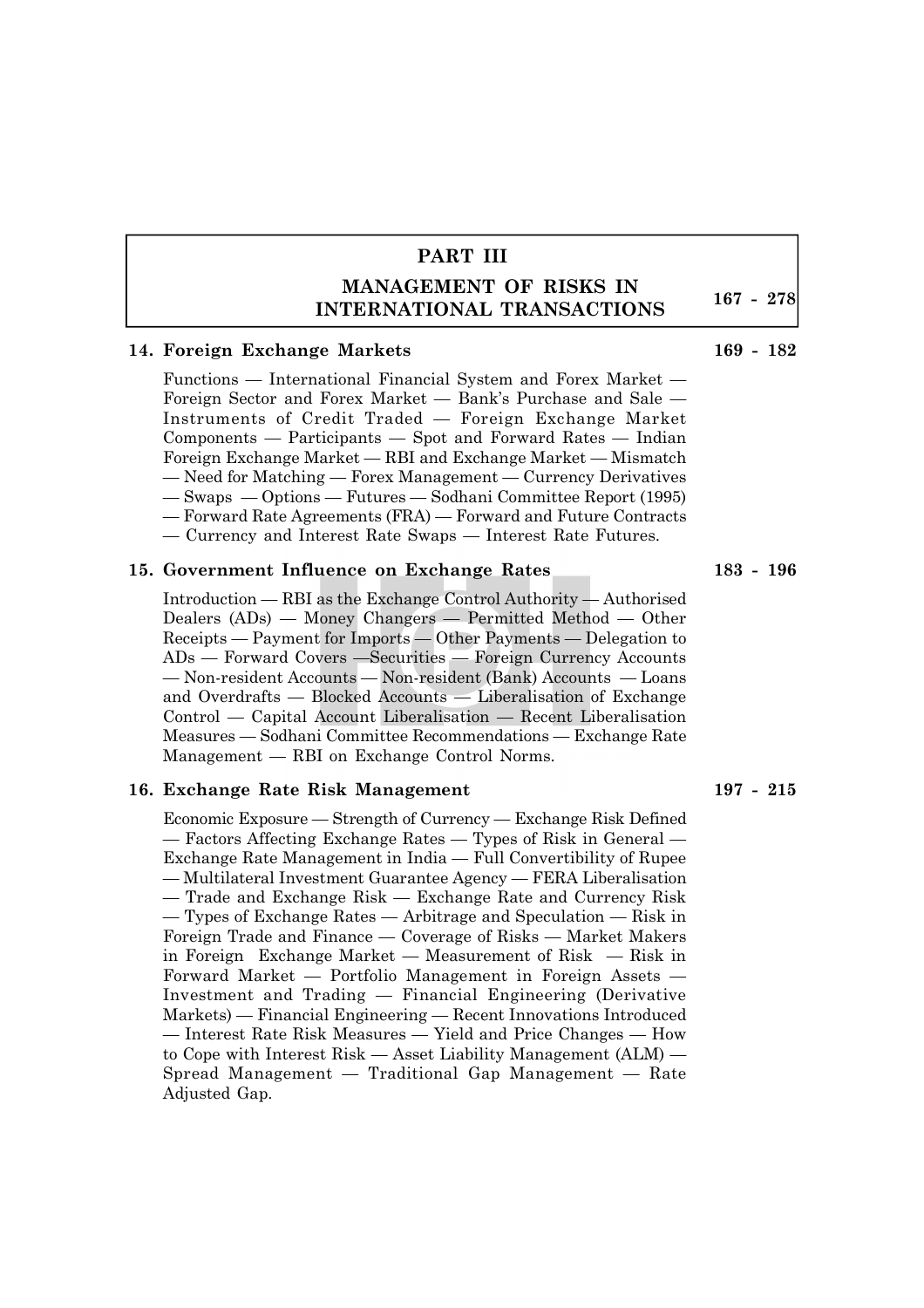## PART III

## MANAGEMENT OF RISKS IN INTERNATIONAL TRANSACTIONS 167 - 278

**14. Foreign Exchange Markets** **169 - 182**

Functions — International Financial System and Forex Market — Foreign Sector and Forex Market — Bank's Purchase and Sale — Instruments of Credit Traded — Foreign Exchange Market Components — Participants — Spot and Forward Rates — Indian Foreign Exchange Market — RBI and Exchange Market — Mismatch — Need for Matching — Forex Management — Currency Derivatives — Swaps — Options — Futures — Sodhani Committee Report (1995) — Forward Rate Agreements (FRA) — Forward and Future Contracts — Currency and Interest Rate Swaps — Interest Rate Futures.

**15. Government Influence on Exchange Rates** **183 - 196**

Introduction — RBI as the Exchange Control Authority — Authorised Dealers (ADs) — Money Changers — Permitted Method — Other Receipts — Payment for Imports — Other Payments — Delegation to ADs — Forward Covers —Securities — Foreign Currency Accounts — Non-resident Accounts — Non-resident (Bank) Accounts — Loans and Overdrafts — Blocked Accounts — Liberalisation of Exchange Control — Capital Account Liberalisation — Recent Liberalisation Measures — Sodhani Committee Recommendations — Exchange Rate Management — RBI on Exchange Control Norms.

**16. Exchange Rate Risk Management** **197 - 215**

Economic Exposure — Strength of Currency — Exchange Risk Defined — Factors Affecting Exchange Rates — Types of Risk in General — Exchange Rate Management in India — Full Convertibility of Rupee — Multilateral Investment Guarantee Agency — FERA Liberalisation — Trade and Exchange Risk — Exchange Rate and Currency Risk — Types of Exchange Rates — Arbitrage and Speculation — Risk in Foreign Trade and Finance — Coverage of Risks — Market Makers in Foreign Exchange Market — Measurement of Risk — Risk in Forward Market — Portfolio Management in Foreign Assets — Investment and Trading — Financial Engineering (Derivative Markets) — Financial Engineering — Recent Innovations Introduced — Interest Rate Risk Measures — Yield and Price Changes — How to Cope with Interest Risk — Asset Liability Management (ALM) — Spread Management — Traditional Gap Management — Rate Adjusted Gap.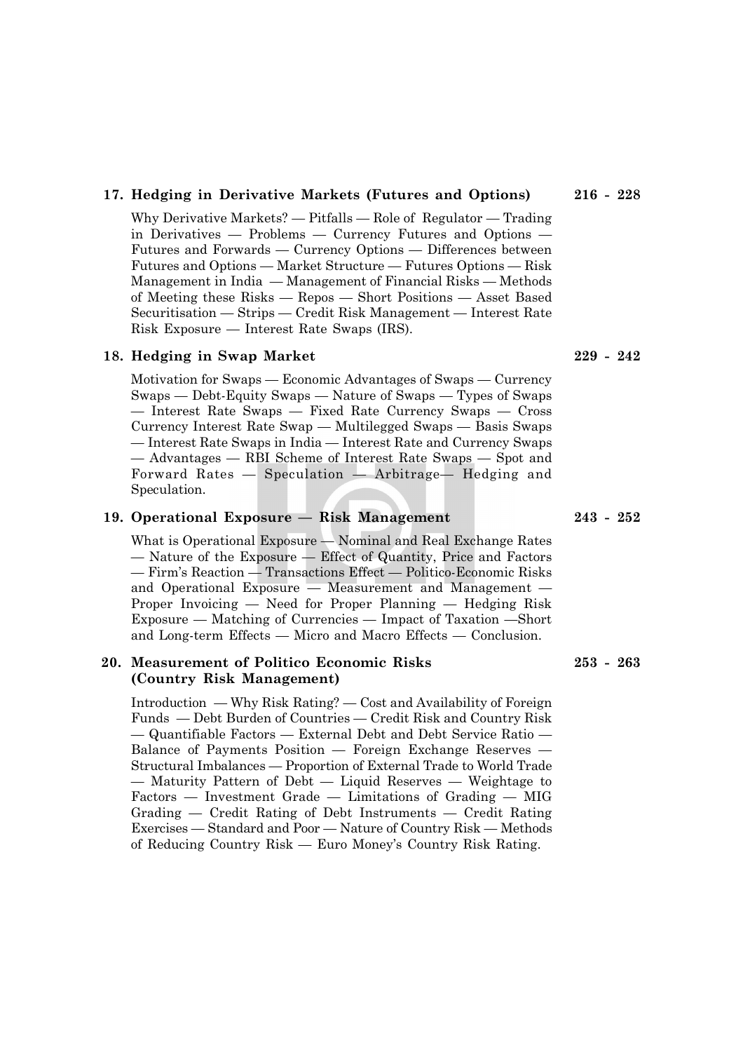**17. Hedging in Derivative Markets (Futures and Options)** **216 - 228**

Why Derivative Markets? — Pitfalls — Role of Regulator — Trading in Derivatives — Problems — Currency Futures and Options — Futures and Forwards — Currency Options — Differences between Futures and Options — Market Structure — Futures Options — Risk Management in India — Management of Financial Risks — Methods of Meeting these Risks — Repos — Short Positions — Asset Based Securitisation — Strips — Credit Risk Management — Interest Rate Risk Exposure — Interest Rate Swaps (IRS).

**18. Hedging in Swap Market** **229 - 242**

Motivation for Swaps — Economic Advantages of Swaps — Currency Swaps — Debt-Equity Swaps — Nature of Swaps — Types of Swaps — Interest Rate Swaps — Fixed Rate Currency Swaps — Cross Currency Interest Rate Swap — Multilegged Swaps — Basis Swaps — Interest Rate Swaps in India — Interest Rate and Currency Swaps — Advantages — RBI Scheme of Interest Rate Swaps — Spot and Forward Rates — Speculation — Arbitrage— Hedging and Speculation.

**19. Operational Exposure — Risk Management** **243 - 252**

What is Operational Exposure — Nominal and Real Exchange Rates — Nature of the Exposure — Effect of Quantity, Price and Factors — Firm's Reaction — Transactions Effect — Politico-Economic Risks and Operational Exposure — Measurement and Management — Proper Invoicing — Need for Proper Planning — Hedging Risk Exposure — Matching of Currencies — Impact of Taxation —Short and Long-term Effects — Micro and Macro Effects — Conclusion.

**20. Measurement of Politico Economic Risks (Country Risk Management)** **253 - 263**

Introduction — Why Risk Rating? — Cost and Availability of Foreign Funds — Debt Burden of Countries — Credit Risk and Country Risk — Quantifiable Factors — External Debt and Debt Service Ratio — Balance of Payments Position — Foreign Exchange Reserves — Structural Imbalances — Proportion of External Trade to World Trade — Maturity Pattern of Debt — Liquid Reserves — Weightage to Factors — Investment Grade — Limitations of Grading — MIG Grading — Credit Rating of Debt Instruments — Credit Rating Exercises — Standard and Poor — Nature of Country Risk — Methods of Reducing Country Risk — Euro Money's Country Risk Rating.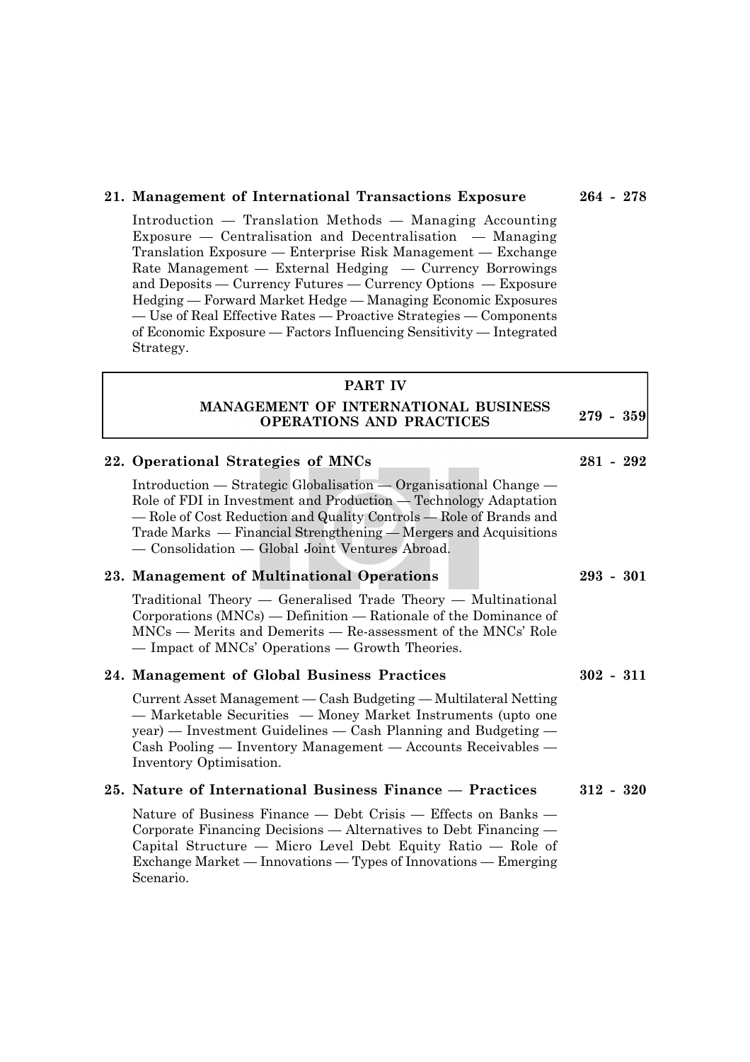**21. Management of International Transactions Exposure** **264 - 278**

Introduction — Translation Methods — Managing Accounting Exposure — Centralisation and Decentralisation — Managing Translation Exposure — Enterprise Risk Management — Exchange Rate Management — External Hedging — Currency Borrowings and Deposits — Currency Futures — Currency Options — Exposure Hedging — Forward Market Hedge — Managing Economic Exposures — Use of Real Effective Rates — Proactive Strategies — Components of Economic Exposure — Factors Influencing Sensitivity — Integrated Strategy.

## PART IV

## MANAGEMENT OF INTERNATIONAL BUSINESS OPERATIONS AND PRACTICES **279 - 359**

**22. Operational Strategies of MNCs** **281 - 292**

Introduction — Strategic Globalisation — Organisational Change — Role of FDI in Investment and Production — Technology Adaptation — Role of Cost Reduction and Quality Controls — Role of Brands and Trade Marks — Financial Strengthening — Mergers and Acquisitions — Consolidation — Global Joint Ventures Abroad.

**23. Management of Multinational Operations** **293 - 301**

Traditional Theory — Generalised Trade Theory — Multinational Corporations (MNCs) — Definition — Rationale of the Dominance of MNCs — Merits and Demerits — Re-assessment of the MNCs' Role — Impact of MNCs' Operations — Growth Theories.

**24. Management of Global Business Practices** **302 - 311**

Current Asset Management — Cash Budgeting — Multilateral Netting — Marketable Securities — Money Market Instruments (upto one year) — Investment Guidelines — Cash Planning and Budgeting — Cash Pooling — Inventory Management — Accounts Receivables — Inventory Optimisation.

**25. Nature of International Business Finance — Practices** **312 - 320**

Nature of Business Finance — Debt Crisis — Effects on Banks — Corporate Financing Decisions — Alternatives to Debt Financing — Capital Structure — Micro Level Debt Equity Ratio — Role of Exchange Market — Innovations — Types of Innovations — Emerging Scenario.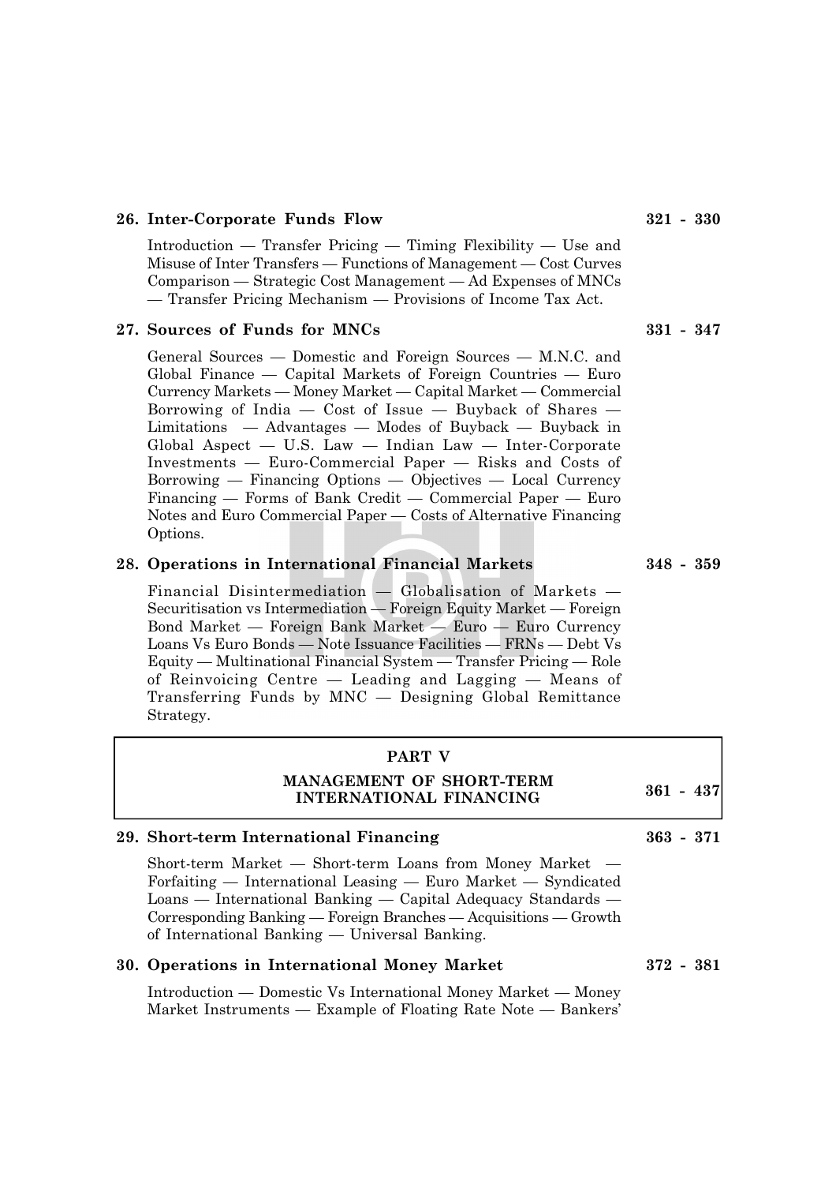**26. Inter-Corporate Funds Flow** 321 - 330

Introduction — Transfer Pricing — Timing Flexibility — Use and Misuse of Inter Transfers — Functions of Management — Cost Curves Comparison — Strategic Cost Management — Ad Expenses of MNCs — Transfer Pricing Mechanism — Provisions of Income Tax Act.

**27. Sources of Funds for MNCs** 331 - 347

General Sources — Domestic and Foreign Sources — M.N.C. and Global Finance — Capital Markets of Foreign Countries — Euro Currency Markets — Money Market — Capital Market — Commercial Borrowing of India — Cost of Issue — Buyback of Shares — Limitations — Advantages — Modes of Buyback — Buyback in Global Aspect — U.S. Law — Indian Law — Inter-Corporate Investments — Euro-Commercial Paper — Risks and Costs of Borrowing — Financing Options — Objectives — Local Currency Financing — Forms of Bank Credit — Commercial Paper — Euro Notes and Euro Commercial Paper — Costs of Alternative Financing Options.

**28. Operations in International Financial Markets** 348 - 359

Financial Disintermediation — Globalisation of Markets — Securitisation vs Intermediation — Foreign Equity Market — Foreign Bond Market — Foreign Bank Market — Euro — Euro Currency Loans Vs Euro Bonds — Note Issuance Facilities — FRNs — Debt Vs Equity — Multinational Financial System — Transfer Pricing — Role of Reinvoicing Centre — Leading and Lagging — Means of Transferring Funds by MNC — Designing Global Remittance Strategy.

## PART V
## MANAGEMENT OF SHORT-TERM INTERNATIONAL FINANCING 361 - 437

**29. Short-term International Financing** 363 - 371

Short-term Market — Short-term Loans from Money Market — Forfaiting — International Leasing — Euro Market — Syndicated Loans — International Banking — Capital Adequacy Standards — Corresponding Banking — Foreign Branches — Acquisitions — Growth of International Banking — Universal Banking.

**30. Operations in International Money Market** 372 - 381

Introduction — Domestic Vs International Money Market — Money Market Instruments — Example of Floating Rate Note — Bankers'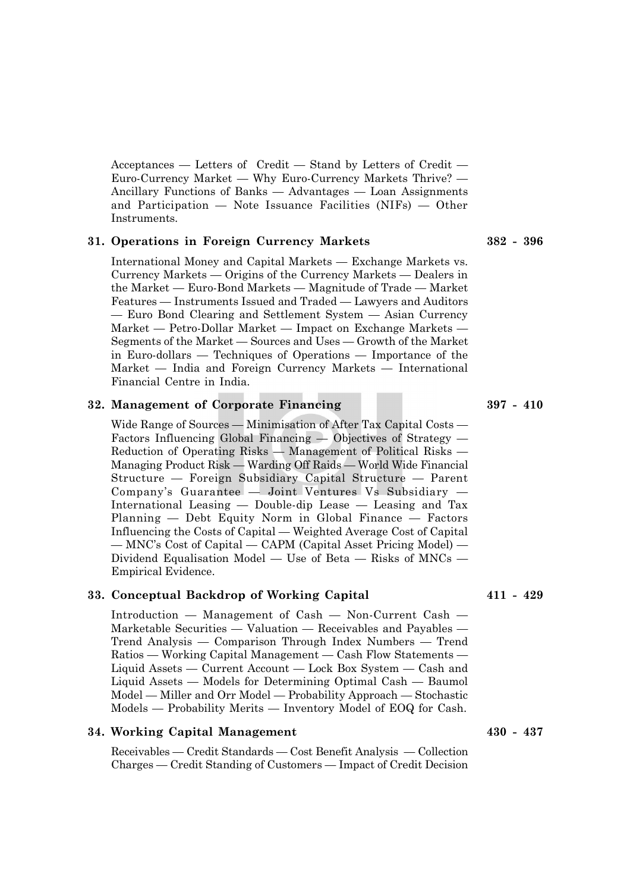Acceptances — Letters of Credit — Stand by Letters of Credit — Euro-Currency Market — Why Euro-Currency Markets Thrive? — Ancillary Functions of Banks — Advantages — Loan Assignments and Participation — Note Issuance Facilities (NIFs) — Other Instruments.

**31. Operations in Foreign Currency Markets** **382 - 396**

International Money and Capital Markets — Exchange Markets vs. Currency Markets — Origins of the Currency Markets — Dealers in the Market — Euro-Bond Markets — Magnitude of Trade — Market Features — Instruments Issued and Traded — Lawyers and Auditors — Euro Bond Clearing and Settlement System — Asian Currency Market — Petro-Dollar Market — Impact on Exchange Markets — Segments of the Market — Sources and Uses — Growth of the Market in Euro-dollars — Techniques of Operations — Importance of the Market — India and Foreign Currency Markets — International Financial Centre in India.

**32. Management of Corporate Financing** **397 - 410**

Wide Range of Sources — Minimisation of After Tax Capital Costs — Factors Influencing Global Financing — Objectives of Strategy — Reduction of Operating Risks — Management of Political Risks — Managing Product Risk — Warding Off Raids — World Wide Financial Structure — Foreign Subsidiary Capital Structure — Parent Company's Guarantee — Joint Ventures Vs Subsidiary — International Leasing — Double-dip Lease — Leasing and Tax Planning — Debt Equity Norm in Global Finance — Factors Influencing the Costs of Capital — Weighted Average Cost of Capital — MNC's Cost of Capital — CAPM (Capital Asset Pricing Model) — Dividend Equalisation Model — Use of Beta — Risks of MNCs — Empirical Evidence.

**33. Conceptual Backdrop of Working Capital** **411 - 429**

Introduction — Management of Cash — Non-Current Cash — Marketable Securities — Valuation — Receivables and Payables — Trend Analysis — Comparison Through Index Numbers — Trend Ratios — Working Capital Management — Cash Flow Statements — Liquid Assets — Current Account — Lock Box System — Cash and Liquid Assets — Models for Determining Optimal Cash — Baumol Model — Miller and Orr Model — Probability Approach — Stochastic Models — Probability Merits — Inventory Model of EOQ for Cash.

**34. Working Capital Management** **430 - 437**

Receivables — Credit Standards — Cost Benefit Analysis — Collection Charges — Credit Standing of Customers — Impact of Credit Decision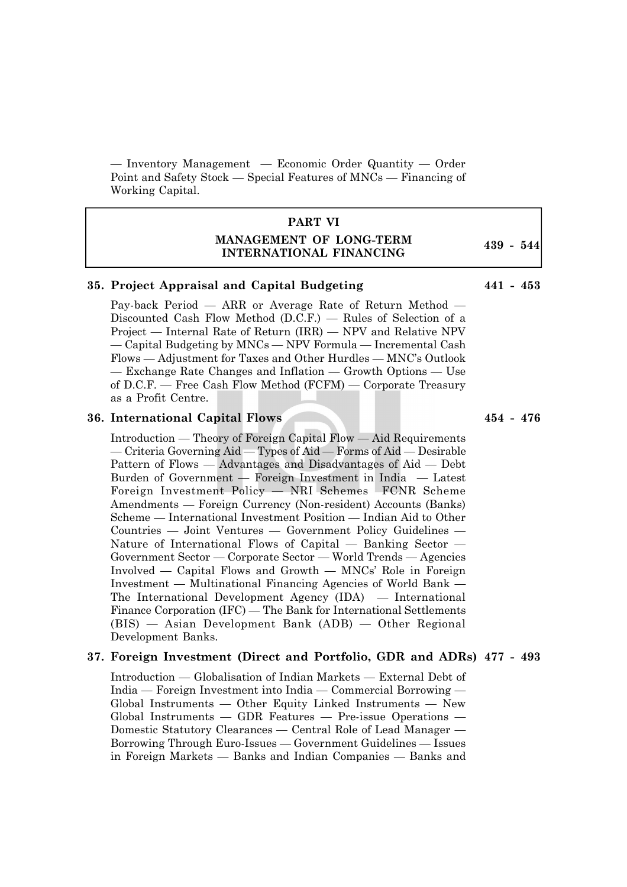— Inventory Management — Economic Order Quantity — Order Point and Safety Stock — Special Features of MNCs — Financing of Working Capital.

## PART VI
## MANAGEMENT OF LONG-TERM INTERNATIONAL FINANCING — 439 - 544

**35. Project Appraisal and Capital Budgeting — 441 - 453**

Pay-back Period — ARR or Average Rate of Return Method — Discounted Cash Flow Method (D.C.F.) — Rules of Selection of a Project — Internal Rate of Return (IRR) — NPV and Relative NPV — Capital Budgeting by MNCs — NPV Formula — Incremental Cash Flows — Adjustment for Taxes and Other Hurdles — MNC's Outlook — Exchange Rate Changes and Inflation — Growth Options — Use of D.C.F. — Free Cash Flow Method (FCFM) — Corporate Treasury as a Profit Centre.

**36. International Capital Flows — 454 - 476**

Introduction — Theory of Foreign Capital Flow — Aid Requirements — Criteria Governing Aid — Types of Aid — Forms of Aid — Desirable Pattern of Flows — Advantages and Disadvantages of Aid — Debt Burden of Government — Foreign Investment in India — Latest Foreign Investment Policy — NRI Schemes FCNR Scheme Amendments — Foreign Currency (Non-resident) Accounts (Banks) Scheme — International Investment Position — Indian Aid to Other Countries — Joint Ventures — Government Policy Guidelines — Nature of International Flows of Capital — Banking Sector — Government Sector — Corporate Sector — World Trends — Agencies Involved — Capital Flows and Growth — MNCs' Role in Foreign Investment — Multinational Financing Agencies of World Bank — The International Development Agency (IDA) — International Finance Corporation (IFC) — The Bank for International Settlements (BIS) — Asian Development Bank (ADB) — Other Regional Development Banks.

**37. Foreign Investment (Direct and Portfolio, GDR and ADRs) — 477 - 493**

Introduction — Globalisation of Indian Markets — External Debt of India — Foreign Investment into India — Commercial Borrowing — Global Instruments — Other Equity Linked Instruments — New Global Instruments — GDR Features — Pre-issue Operations — Domestic Statutory Clearances — Central Role of Lead Manager — Borrowing Through Euro-Issues — Government Guidelines — Issues in Foreign Markets — Banks and Indian Companies — Banks and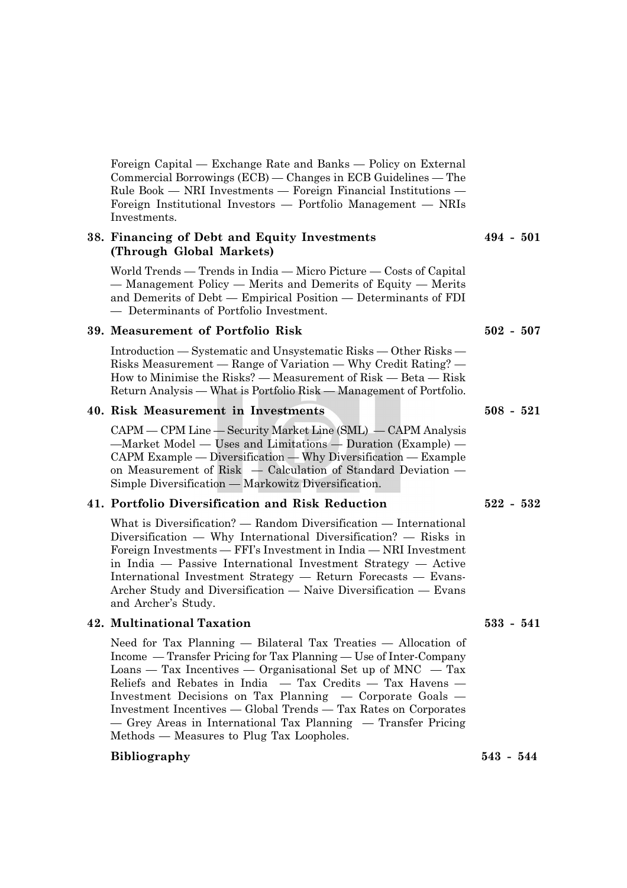Foreign Capital — Exchange Rate and Banks — Policy on External Commercial Borrowings (ECB) — Changes in ECB Guidelines — The Rule Book — NRI Investments — Foreign Financial Institutions — Foreign Institutional Investors — Portfolio Management — NRIs Investments.

**38. Financing of Debt and Equity Investments (Through Global Markets)** **494 - 501**

World Trends — Trends in India — Micro Picture — Costs of Capital — Management Policy — Merits and Demerits of Equity — Merits and Demerits of Debt — Empirical Position — Determinants of FDI — Determinants of Portfolio Investment.

**39. Measurement of Portfolio Risk** **502 - 507**

Introduction — Systematic and Unsystematic Risks — Other Risks — Risks Measurement — Range of Variation — Why Credit Rating? — How to Minimise the Risks? — Measurement of Risk — Beta — Risk Return Analysis — What is Portfolio Risk — Management of Portfolio.

**40. Risk Measurement in Investments** **508 - 521**

CAPM — CPM Line — Security Market Line (SML) — CAPM Analysis —Market Model — Uses and Limitations — Duration (Example) — CAPM Example — Diversification — Why Diversification — Example on Measurement of Risk — Calculation of Standard Deviation — Simple Diversification — Markowitz Diversification.

**41. Portfolio Diversification and Risk Reduction** **522 - 532**

What is Diversification? — Random Diversification — International Diversification — Why International Diversification? — Risks in Foreign Investments — FFI's Investment in India — NRI Investment in India — Passive International Investment Strategy — Active International Investment Strategy — Return Forecasts — Evans-Archer Study and Diversification — Naive Diversification — Evans and Archer's Study.

**42. Multinational Taxation** **533 - 541**

Need for Tax Planning — Bilateral Tax Treaties — Allocation of Income — Transfer Pricing for Tax Planning — Use of Inter-Company Loans — Tax Incentives — Organisational Set up of MNC — Tax Reliefs and Rebates in India — Tax Credits — Tax Havens — Investment Decisions on Tax Planning — Corporate Goals — Investment Incentives — Global Trends — Tax Rates on Corporates — Grey Areas in International Tax Planning — Transfer Pricing Methods — Measures to Plug Tax Loopholes.

**Bibliography** **543 - 544**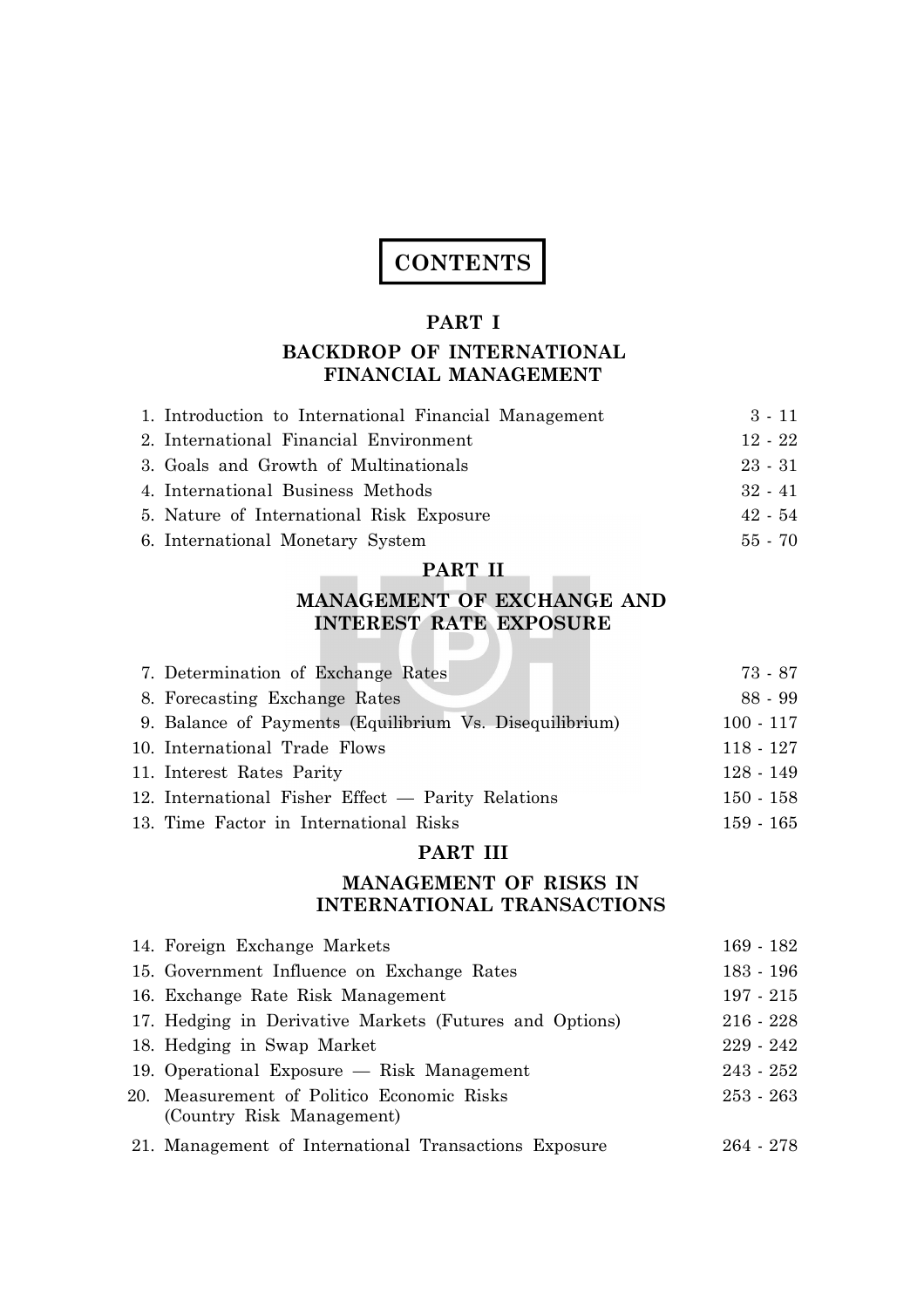# CONTENTS

## PART I

## BACKDROP OF INTERNATIONAL FINANCIAL MANAGEMENT

| | |
|---|---|
| 1. Introduction to International Financial Management | 3 - 11 |
| 2. International Financial Environment | 12 - 22 |
| 3. Goals and Growth of Multinationals | 23 - 31 |
| 4. International Business Methods | 32 - 41 |
| 5. Nature of International Risk Exposure | 42 - 54 |
| 6. International Monetary System | 55 - 70 |

## PART II

## MANAGEMENT OF EXCHANGE AND INTEREST RATE EXPOSURE

| | |
|---|---|
| 7. Determination of Exchange Rates | 73 - 87 |
| 8. Forecasting Exchange Rates | 88 - 99 |
| 9. Balance of Payments (Equilibrium Vs. Disequilibrium) | 100 - 117 |
| 10. International Trade Flows | 118 - 127 |
| 11. Interest Rates Parity | 128 - 149 |
| 12. International Fisher Effect — Parity Relations | 150 - 158 |
| 13. Time Factor in International Risks | 159 - 165 |

## PART III

## MANAGEMENT OF RISKS IN INTERNATIONAL TRANSACTIONS

| | |
|---|---|
| 14. Foreign Exchange Markets | 169 - 182 |
| 15. Government Influence on Exchange Rates | 183 - 196 |
| 16. Exchange Rate Risk Management | 197 - 215 |
| 17. Hedging in Derivative Markets (Futures and Options) | 216 - 228 |
| 18. Hedging in Swap Market | 229 - 242 |
| 19. Operational Exposure — Risk Management | 243 - 252 |
| 20. Measurement of Politico Economic Risks (Country Risk Management) | 253 - 263 |
| 21. Management of International Transactions Exposure | 264 - 278 |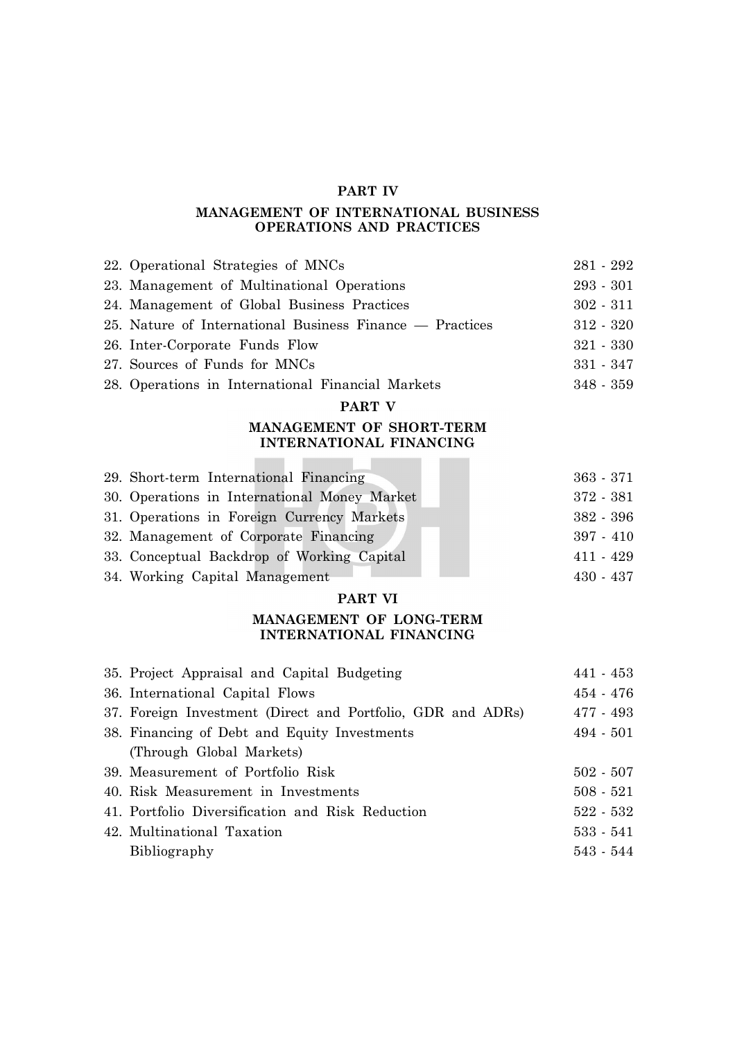## PART IV

### MANAGEMENT OF INTERNATIONAL BUSINESS OPERATIONS AND PRACTICES

| | |
|---|---|
| 22. Operational Strategies of MNCs | 281 - 292 |
| 23. Management of Multinational Operations | 293 - 301 |
| 24. Management of Global Business Practices | 302 - 311 |
| 25. Nature of International Business Finance — Practices | 312 - 320 |
| 26. Inter-Corporate Funds Flow | 321 - 330 |
| 27. Sources of Funds for MNCs | 331 - 347 |
| 28. Operations in International Financial Markets | 348 - 359 |

## PART V

### MANAGEMENT OF SHORT-TERM INTERNATIONAL FINANCING

| | |
|---|---|
| 29. Short-term International Financing | 363 - 371 |
| 30. Operations in International Money Market | 372 - 381 |
| 31. Operations in Foreign Currency Markets | 382 - 396 |
| 32. Management of Corporate Financing | 397 - 410 |
| 33. Conceptual Backdrop of Working Capital | 411 - 429 |
| 34. Working Capital Management | 430 - 437 |

## PART VI

### MANAGEMENT OF LONG-TERM INTERNATIONAL FINANCING

| | |
|---|---|
| 35. Project Appraisal and Capital Budgeting | 441 - 453 |
| 36. International Capital Flows | 454 - 476 |
| 37. Foreign Investment (Direct and Portfolio, GDR and ADRs) | 477 - 493 |
| 38. Financing of Debt and Equity Investments (Through Global Markets) | 494 - 501 |
| 39. Measurement of Portfolio Risk | 502 - 507 |
| 40. Risk Measurement in Investments | 508 - 521 |
| 41. Portfolio Diversification and Risk Reduction | 522 - 532 |
| 42. Multinational Taxation | 533 - 541 |
| Bibliography | 543 - 544 |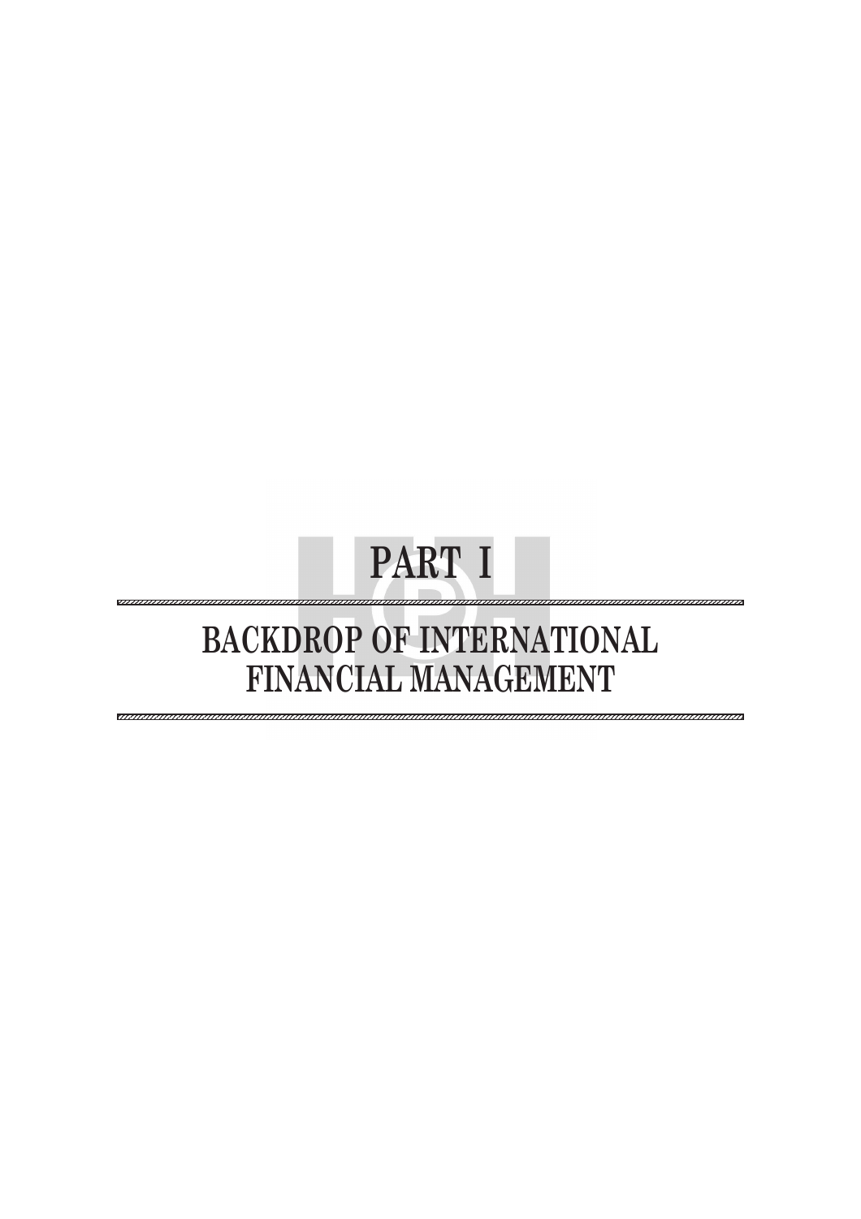# PART I

## BACKDROP OF INTERNATIONAL FINANCIAL MANAGEMENT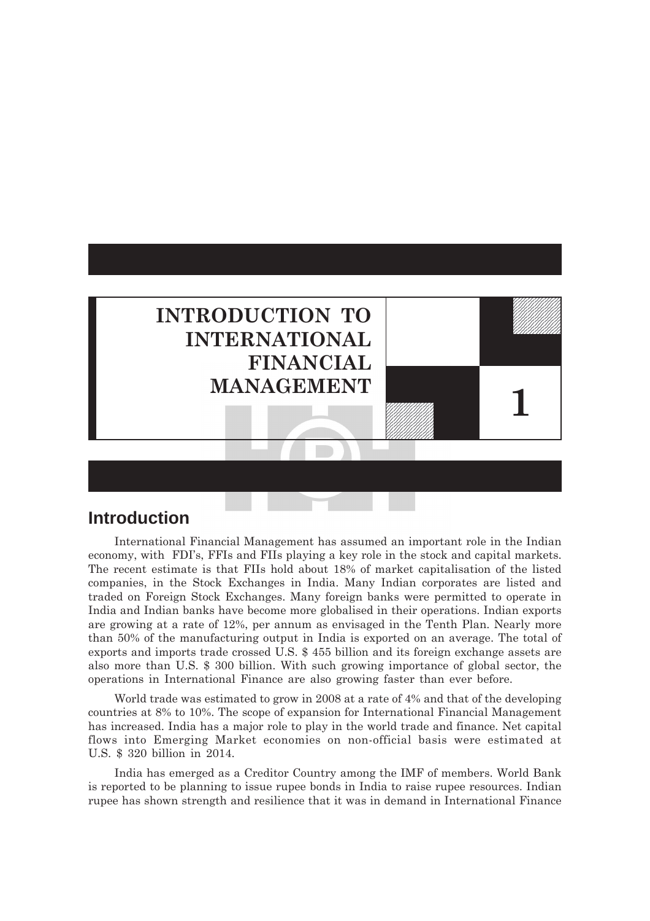# INTRODUCTION TO INTERNATIONAL FINANCIAL MANAGEMENT

# 1

## Introduction

International Financial Management has assumed an important role in the Indian economy, with FDI's, FFIs and FIIs playing a key role in the stock and capital markets. The recent estimate is that FIIs hold about 18% of market capitalisation of the listed companies, in the Stock Exchanges in India. Many Indian corporates are listed and traded on Foreign Stock Exchanges. Many foreign banks were permitted to operate in India and Indian banks have become more globalised in their operations. Indian exports are growing at a rate of 12%, per annum as envisaged in the Tenth Plan. Nearly more than 50% of the manufacturing output in India is exported on an average. The total of exports and imports trade crossed U.S. $ 455 billion and its foreign exchange assets are also more than U.S. $ 300 billion. With such growing importance of global sector, the operations in International Finance are also growing faster than ever before.

World trade was estimated to grow in 2008 at a rate of 4% and that of the developing countries at 8% to 10%. The scope of expansion for International Financial Management has increased. India has a major role to play in the world trade and finance. Net capital flows into Emerging Market economies on non-official basis were estimated at U.S. $ 320 billion in 2014.

India has emerged as a Creditor Country among the IMF of members. World Bank is reported to be planning to issue rupee bonds in India to raise rupee resources. Indian rupee has shown strength and resilience that it was in demand in International Finance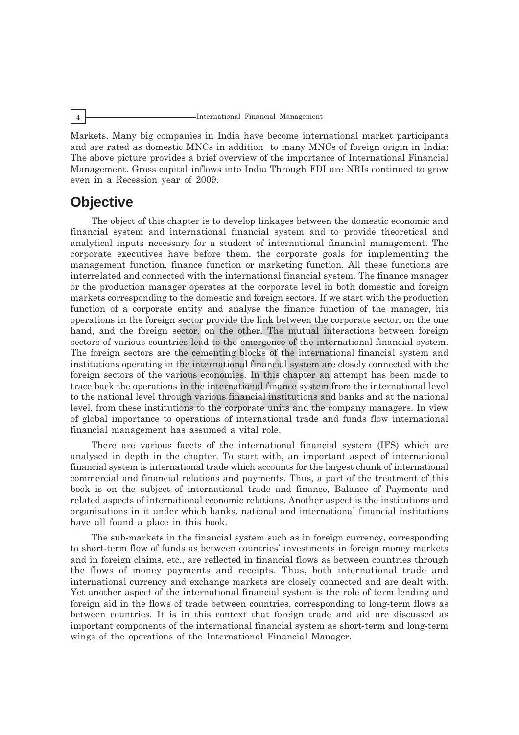Markets. Many big companies in India have become international market participants and are rated as domestic MNCs in addition to many MNCs of foreign origin in India: The above picture provides a brief overview of the importance of International Financial Management. Gross capital inflows into India Through FDI are NRIs continued to grow even in a Recession year of 2009.

## Objective

The object of this chapter is to develop linkages between the domestic economic and financial system and international financial system and to provide theoretical and analytical inputs necessary for a student of international financial management. The corporate executives have before them, the corporate goals for implementing the management function, finance function or marketing function. All these functions are interrelated and connected with the international financial system. The finance manager or the production manager operates at the corporate level in both domestic and foreign markets corresponding to the domestic and foreign sectors. If we start with the production function of a corporate entity and analyse the finance function of the manager, his operations in the foreign sector provide the link between the corporate sector, on the one hand, and the foreign sector, on the other. The mutual interactions between foreign sectors of various countries lead to the emergence of the international financial system. The foreign sectors are the cementing blocks of the international financial system and institutions operating in the international financial system are closely connected with the foreign sectors of the various economies. In this chapter an attempt has been made to trace back the operations in the international finance system from the international level to the national level through various financial institutions and banks and at the national level, from these institutions to the corporate units and the company managers. In view of global importance to operations of international trade and funds flow international financial management has assumed a vital role.

There are various facets of the international financial system (IFS) which are analysed in depth in the chapter. To start with, an important aspect of international financial system is international trade which accounts for the largest chunk of international commercial and financial relations and payments. Thus, a part of the treatment of this book is on the subject of international trade and finance, Balance of Payments and related aspects of international economic relations. Another aspect is the institutions and organisations in it under which banks, national and international financial institutions have all found a place in this book.

The sub-markets in the financial system such as in foreign currency, corresponding to short-term flow of funds as between countries' investments in foreign money markets and in foreign claims, etc., are reflected in financial flows as between countries through the flows of money payments and receipts. Thus, both international trade and international currency and exchange markets are closely connected and are dealt with. Yet another aspect of the international financial system is the role of term lending and foreign aid in the flows of trade between countries, corresponding to long-term flows as between countries. It is in this context that foreign trade and aid are discussed as important components of the international financial system as short-term and long-term wings of the operations of the International Financial Manager.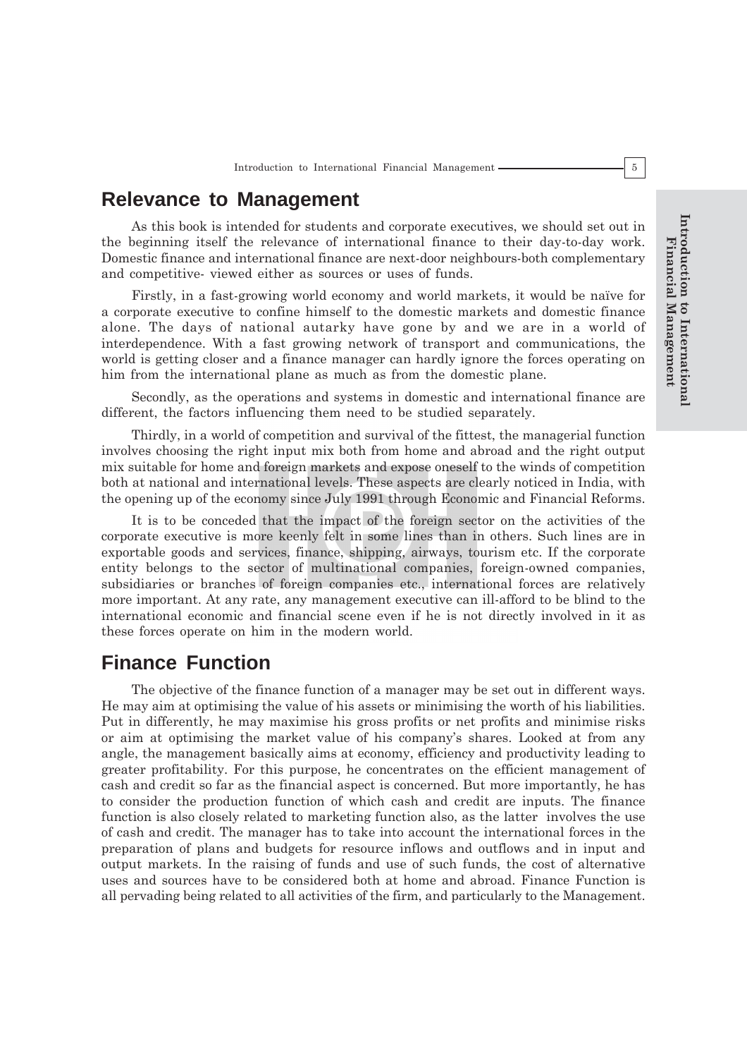## Relevance to Management

As this book is intended for students and corporate executives, we should set out in the beginning itself the relevance of international finance to their day-to-day work. Domestic finance and international finance are next-door neighbours-both complementary and competitive- viewed either as sources or uses of funds.

Firstly, in a fast-growing world economy and world markets, it would be naïve for a corporate executive to confine himself to the domestic markets and domestic finance alone. The days of national autarky have gone by and we are in a world of interdependence. With a fast growing network of transport and communications, the world is getting closer and a finance manager can hardly ignore the forces operating on him from the international plane as much as from the domestic plane.

Secondly, as the operations and systems in domestic and international finance are different, the factors influencing them need to be studied separately.

Thirdly, in a world of competition and survival of the fittest, the managerial function involves choosing the right input mix both from home and abroad and the right output mix suitable for home and foreign markets and expose oneself to the winds of competition both at national and international levels. These aspects are clearly noticed in India, with the opening up of the economy since July 1991 through Economic and Financial Reforms.

It is to be conceded that the impact of the foreign sector on the activities of the corporate executive is more keenly felt in some lines than in others. Such lines are in exportable goods and services, finance, shipping, airways, tourism etc. If the corporate entity belongs to the sector of multinational companies, foreign-owned companies, subsidiaries or branches of foreign companies etc., international forces are relatively more important. At any rate, any management executive can ill-afford to be blind to the international economic and financial scene even if he is not directly involved in it as these forces operate on him in the modern world.

## Finance Function

The objective of the finance function of a manager may be set out in different ways. He may aim at optimising the value of his assets or minimising the worth of his liabilities. Put in differently, he may maximise his gross profits or net profits and minimise risks or aim at optimising the market value of his company's shares. Looked at from any angle, the management basically aims at economy, efficiency and productivity leading to greater profitability. For this purpose, he concentrates on the efficient management of cash and credit so far as the financial aspect is concerned. But more importantly, he has to consider the production function of which cash and credit are inputs. The finance function is also closely related to marketing function also, as the latter involves the use of cash and credit. The manager has to take into account the international forces in the preparation of plans and budgets for resource inflows and outflows and in input and output markets. In the raising of funds and use of such funds, the cost of alternative uses and sources have to be considered both at home and abroad. Finance Function is all pervading being related to all activities of the firm, and particularly to the Management.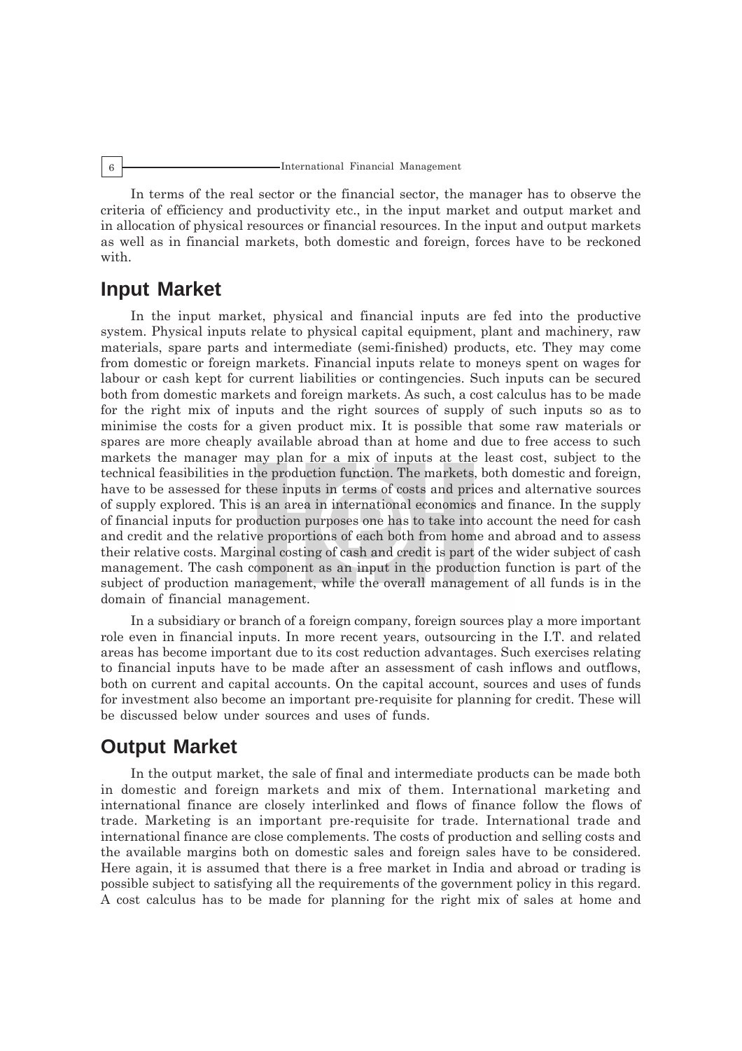In terms of the real sector or the financial sector, the manager has to observe the criteria of efficiency and productivity etc., in the input market and output market and in allocation of physical resources or financial resources. In the input and output markets as well as in financial markets, both domestic and foreign, forces have to be reckoned with.

## Input Market

In the input market, physical and financial inputs are fed into the productive system. Physical inputs relate to physical capital equipment, plant and machinery, raw materials, spare parts and intermediate (semi-finished) products, etc. They may come from domestic or foreign markets. Financial inputs relate to moneys spent on wages for labour or cash kept for current liabilities or contingencies. Such inputs can be secured both from domestic markets and foreign markets. As such, a cost calculus has to be made for the right mix of inputs and the right sources of supply of such inputs so as to minimise the costs for a given product mix. It is possible that some raw materials or spares are more cheaply available abroad than at home and due to free access to such markets the manager may plan for a mix of inputs at the least cost, subject to the technical feasibilities in the production function. The markets, both domestic and foreign, have to be assessed for these inputs in terms of costs and prices and alternative sources of supply explored. This is an area in international economics and finance. In the supply of financial inputs for production purposes one has to take into account the need for cash and credit and the relative proportions of each both from home and abroad and to assess their relative costs. Marginal costing of cash and credit is part of the wider subject of cash management. The cash component as an input in the production function is part of the subject of production management, while the overall management of all funds is in the domain of financial management.

In a subsidiary or branch of a foreign company, foreign sources play a more important role even in financial inputs. In more recent years, outsourcing in the I.T. and related areas has become important due to its cost reduction advantages. Such exercises relating to financial inputs have to be made after an assessment of cash inflows and outflows, both on current and capital accounts. On the capital account, sources and uses of funds for investment also become an important pre-requisite for planning for credit. These will be discussed below under sources and uses of funds.

## Output Market

In the output market, the sale of final and intermediate products can be made both in domestic and foreign markets and mix of them. International marketing and international finance are closely interlinked and flows of finance follow the flows of trade. Marketing is an important pre-requisite for trade. International trade and international finance are close complements. The costs of production and selling costs and the available margins both on domestic sales and foreign sales have to be considered. Here again, it is assumed that there is a free market in India and abroad or trading is possible subject to satisfying all the requirements of the government policy in this regard. A cost calculus has to be made for planning for the right mix of sales at home and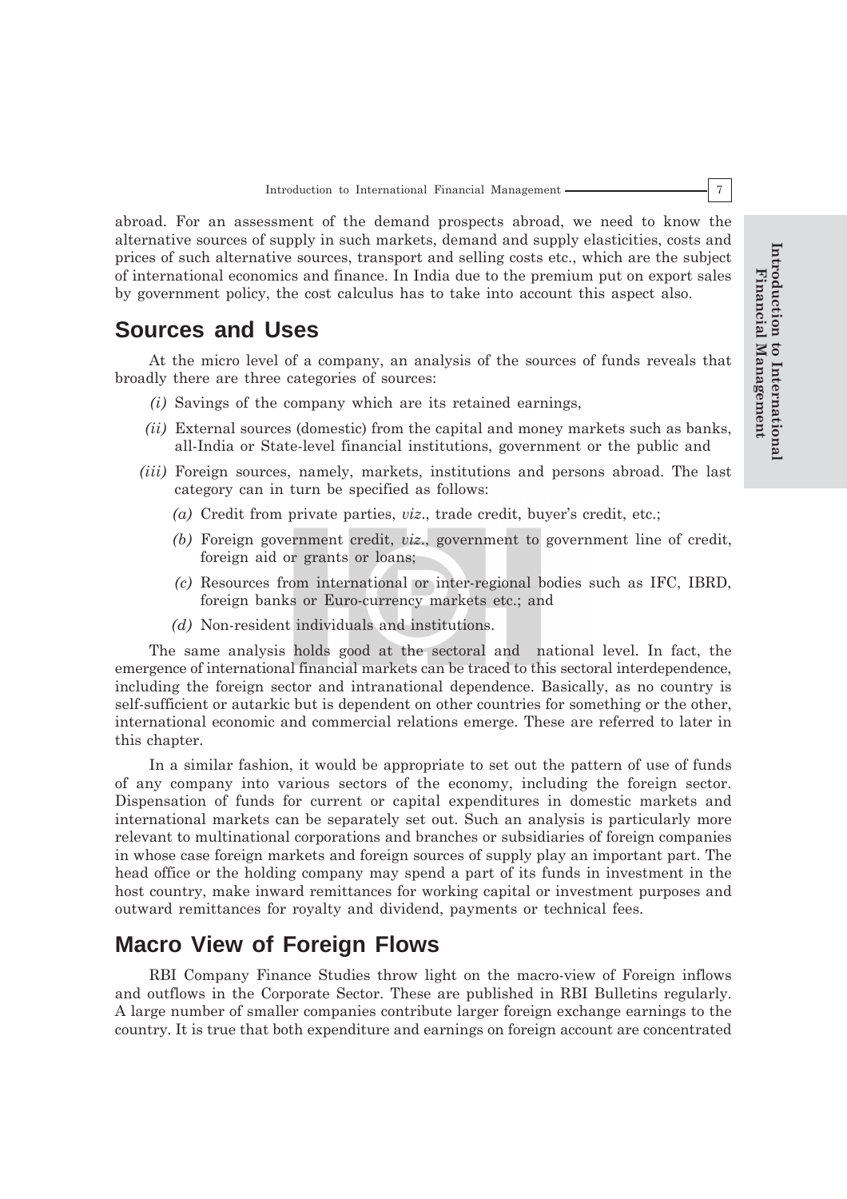abroad. For an assessment of the demand prospects abroad, we need to know the alternative sources of supply in such markets, demand and supply elasticities, costs and prices of such alternative sources, transport and selling costs etc., which are the subject of international economics and finance. In India due to the premium put on export sales by government policy, the cost calculus has to take into account this aspect also.

## Sources and Uses

At the micro level of a company, an analysis of the sources of funds reveals that broadly there are three categories of sources:

*(i)* Savings of the company which are its retained earnings,

*(ii)* External sources (domestic) from the capital and money markets such as banks, all-India or State-level financial institutions, government or the public and

*(iii)* Foreign sources, namely, markets, institutions and persons abroad. The last category can in turn be specified as follows:

- *(a)* Credit from private parties, *viz*., trade credit, buyer's credit, etc.;
- *(b)* Foreign government credit, *viz*., government to government line of credit, foreign aid or grants or loans;
- *(c)* Resources from international or inter-regional bodies such as IFC, IBRD, foreign banks or Euro-currency markets etc.; and
- *(d)* Non-resident individuals and institutions.

The same analysis holds good at the sectoral and national level. In fact, the emergence of international financial markets can be traced to this sectoral interdependence, including the foreign sector and intranational dependence. Basically, as no country is self-sufficient or autarkic but is dependent on other countries for something or the other, international economic and commercial relations emerge. These are referred to later in this chapter.

In a similar fashion, it would be appropriate to set out the pattern of use of funds of any company into various sectors of the economy, including the foreign sector. Dispensation of funds for current or capital expenditures in domestic markets and international markets can be separately set out. Such an analysis is particularly more relevant to multinational corporations and branches or subsidiaries of foreign companies in whose case foreign markets and foreign sources of supply play an important part. The head office or the holding company may spend a part of its funds in investment in the host country, make inward remittances for working capital or investment purposes and outward remittances for royalty and dividend, payments or technical fees.

## Macro View of Foreign Flows

RBI Company Finance Studies throw light on the macro-view of Foreign inflows and outflows in the Corporate Sector. These are published in RBI Bulletins regularly. A large number of smaller companies contribute larger foreign exchange earnings to the country. It is true that both expenditure and earnings on foreign account are concentrated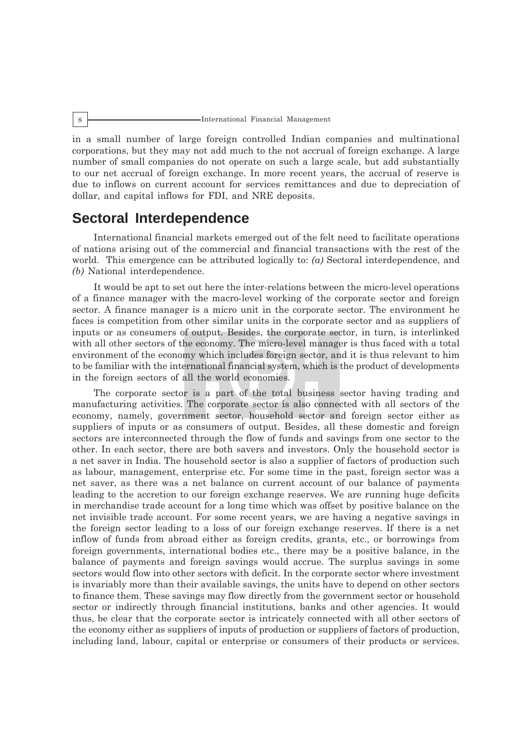in a small number of large foreign controlled Indian companies and multinational corporations, but they may not add much to the not accrual of foreign exchange. A large number of small companies do not operate on such a large scale, but add substantially to our net accrual of foreign exchange. In more recent years, the accrual of reserve is due to inflows on current account for services remittances and due to depreciation of dollar, and capital inflows for FDI, and NRE deposits.

## Sectoral Interdependence

International financial markets emerged out of the felt need to facilitate operations of nations arising out of the commercial and financial transactions with the rest of the world. This emergence can be attributed logically to: *(a)* Sectoral interdependence, and *(b)* National interdependence.

It would be apt to set out here the inter-relations between the micro-level operations of a finance manager with the macro-level working of the corporate sector and foreign sector. A finance manager is a micro unit in the corporate sector. The environment he faces is competition from other similar units in the corporate sector and as suppliers of inputs or as consumers of output. Besides, the corporate sector, in turn, is interlinked with all other sectors of the economy. The micro-level manager is thus faced with a total environment of the economy which includes foreign sector, and it is thus relevant to him to be familiar with the international financial system, which is the product of developments in the foreign sectors of all the world economies.

The corporate sector is a part of the total business sector having trading and manufacturing activities. The corporate sector is also connected with all sectors of the economy, namely, government sector, household sector and foreign sector either as suppliers of inputs or as consumers of output. Besides, all these domestic and foreign sectors are interconnected through the flow of funds and savings from one sector to the other. In each sector, there are both savers and investors. Only the household sector is a net saver in India. The household sector is also a supplier of factors of production such as labour, management, enterprise etc. For some time in the past, foreign sector was a net saver, as there was a net balance on current account of our balance of payments leading to the accretion to our foreign exchange reserves. We are running huge deficits in merchandise trade account for a long time which was offset by positive balance on the net invisible trade account. For some recent years, we are having a negative savings in the foreign sector leading to a loss of our foreign exchange reserves. If there is a net inflow of funds from abroad either as foreign credits, grants, etc., or borrowings from foreign governments, international bodies etc., there may be a positive balance, in the balance of payments and foreign savings would accrue. The surplus savings in some sectors would flow into other sectors with deficit. In the corporate sector where investment is invariably more than their available savings, the units have to depend on other sectors to finance them. These savings may flow directly from the government sector or household sector or indirectly through financial institutions, banks and other agencies. It would thus, be clear that the corporate sector is intricately connected with all other sectors of the economy either as suppliers of inputs of production or suppliers of factors of production, including land, labour, capital or enterprise or consumers of their products or services.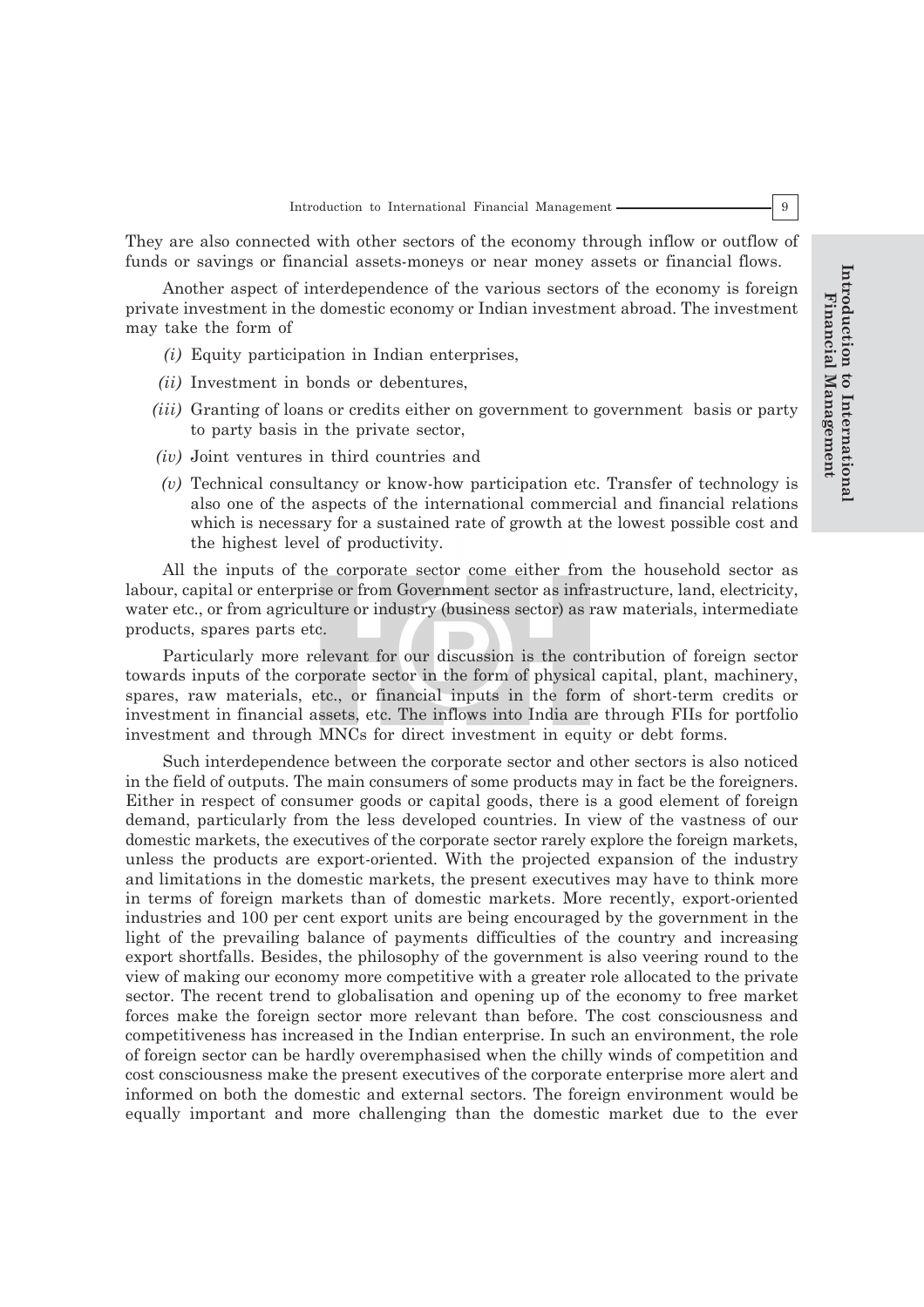They are also connected with other sectors of the economy through inflow or outflow of funds or savings or financial assets-moneys or near money assets or financial flows.

Another aspect of interdependence of the various sectors of the economy is foreign private investment in the domestic economy or Indian investment abroad. The investment may take the form of

*(i)* Equity participation in Indian enterprises,

*(ii)* Investment in bonds or debentures,

*(iii)* Granting of loans or credits either on government to government basis or party to party basis in the private sector,

*(iv)* Joint ventures in third countries and

*(v)* Technical consultancy or know-how participation etc. Transfer of technology is also one of the aspects of the international commercial and financial relations which is necessary for a sustained rate of growth at the lowest possible cost and the highest level of productivity.

All the inputs of the corporate sector come either from the household sector as labour, capital or enterprise or from Government sector as infrastructure, land, electricity, water etc., or from agriculture or industry (business sector) as raw materials, intermediate products, spares parts etc.

Particularly more relevant for our discussion is the contribution of foreign sector towards inputs of the corporate sector in the form of physical capital, plant, machinery, spares, raw materials, etc., or financial inputs in the form of short-term credits or investment in financial assets, etc. The inflows into India are through FIIs for portfolio investment and through MNCs for direct investment in equity or debt forms.

Such interdependence between the corporate sector and other sectors is also noticed in the field of outputs. The main consumers of some products may in fact be the foreigners. Either in respect of consumer goods or capital goods, there is a good element of foreign demand, particularly from the less developed countries. In view of the vastness of our domestic markets, the executives of the corporate sector rarely explore the foreign markets, unless the products are export-oriented. With the projected expansion of the industry and limitations in the domestic markets, the present executives may have to think more in terms of foreign markets than of domestic markets. More recently, export-oriented industries and 100 per cent export units are being encouraged by the government in the light of the prevailing balance of payments difficulties of the country and increasing export shortfalls. Besides, the philosophy of the government is also veering round to the view of making our economy more competitive with a greater role allocated to the private sector. The recent trend to globalisation and opening up of the economy to free market forces make the foreign sector more relevant than before. The cost consciousness and competitiveness has increased in the Indian enterprise. In such an environment, the role of foreign sector can be hardly overemphasised when the chilly winds of competition and cost consciousness make the present executives of the corporate enterprise more alert and informed on both the domestic and external sectors. The foreign environment would be equally important and more challenging than the domestic market due to the ever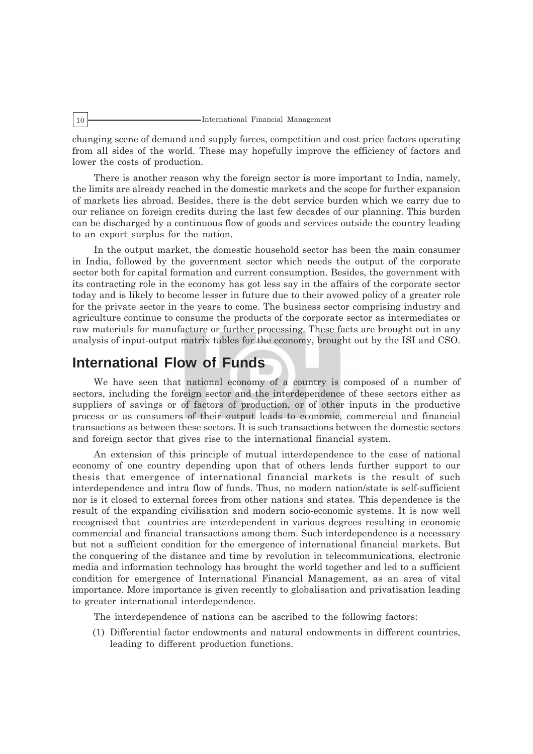changing scene of demand and supply forces, competition and cost price factors operating from all sides of the world. These may hopefully improve the efficiency of factors and lower the costs of production.

There is another reason why the foreign sector is more important to India, namely, the limits are already reached in the domestic markets and the scope for further expansion of markets lies abroad. Besides, there is the debt service burden which we carry due to our reliance on foreign credits during the last few decades of our planning. This burden can be discharged by a continuous flow of goods and services outside the country leading to an export surplus for the nation.

In the output market, the domestic household sector has been the main consumer in India, followed by the government sector which needs the output of the corporate sector both for capital formation and current consumption. Besides, the government with its contracting role in the economy has got less say in the affairs of the corporate sector today and is likely to become lesser in future due to their avowed policy of a greater role for the private sector in the years to come. The business sector comprising industry and agriculture continue to consume the products of the corporate sector as intermediates or raw materials for manufacture or further processing. These facts are brought out in any analysis of input-output matrix tables for the economy, brought out by the ISI and CSO.

## International Flow of Funds

We have seen that national economy of a country is composed of a number of sectors, including the foreign sector and the interdependence of these sectors either as suppliers of savings or of factors of production, or of other inputs in the productive process or as consumers of their output leads to economic, commercial and financial transactions as between these sectors. It is such transactions between the domestic sectors and foreign sector that gives rise to the international financial system.

An extension of this principle of mutual interdependence to the case of national economy of one country depending upon that of others lends further support to our thesis that emergence of international financial markets is the result of such interdependence and intra flow of funds. Thus, no modern nation/state is self-sufficient nor is it closed to external forces from other nations and states. This dependence is the result of the expanding civilisation and modern socio-economic systems. It is now well recognised that countries are interdependent in various degrees resulting in economic commercial and financial transactions among them. Such interdependence is a necessary but not a sufficient condition for the emergence of international financial markets. But the conquering of the distance and time by revolution in telecommunications, electronic media and information technology has brought the world together and led to a sufficient condition for emergence of International Financial Management, as an area of vital importance. More importance is given recently to globalisation and privatisation leading to greater international interdependence.

The interdependence of nations can be ascribed to the following factors:

(1) Differential factor endowments and natural endowments in different countries, leading to different production functions.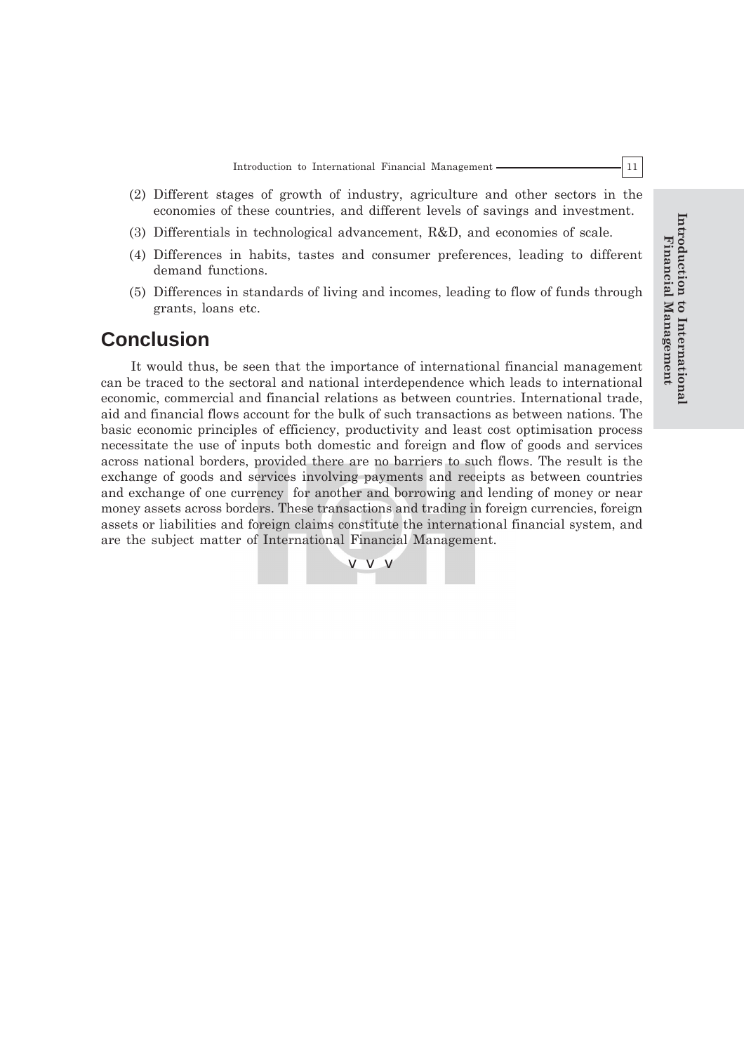(2) Different stages of growth of industry, agriculture and other sectors in the economies of these countries, and different levels of savings and investment.

(3) Differentials in technological advancement, R&D, and economies of scale.

(4) Differences in habits, tastes and consumer preferences, leading to different demand functions.

(5) Differences in standards of living and incomes, leading to flow of funds through grants, loans etc.

## Conclusion

It would thus, be seen that the importance of international financial management can be traced to the sectoral and national interdependence which leads to international economic, commercial and financial relations as between countries. International trade, aid and financial flows account for the bulk of such transactions as between nations. The basic economic principles of efficiency, productivity and least cost optimisation process necessitate the use of inputs both domestic and foreign and flow of goods and services across national borders, provided there are no barriers to such flows. The result is the exchange of goods and services involving payments and receipts as between countries and exchange of one currency for another and borrowing and lending of money or near money assets across borders. These transactions and trading in foreign currencies, foreign assets or liabilities and foreign claims constitute the international financial system, and are the subject matter of International Financial Management.

v v v